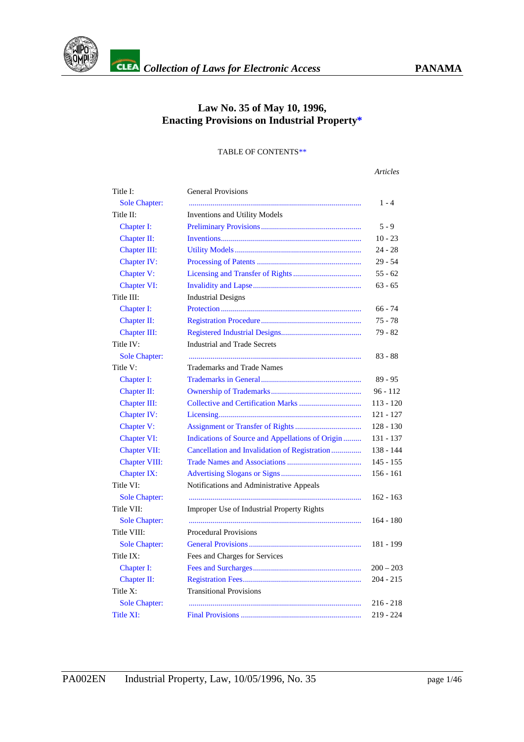# Law No. 35 of May 10, 1996, Enacting Provisions on Industrial Property*

TABLE OF CONTENTS**

| | | Articles |
|---|---|---|
| Title I: | General Provisions | |
| Sole Chapter: | | 1 - 4 |
| Title II: | Inventions and Utility Models | |
| Chapter I: | Preliminary Provisions | 5 - 9 |
| Chapter II: | Inventions | 10 - 23 |
| Chapter III: | Utility Models | 24 - 28 |
| Chapter IV: | Processing of Patents | 29 - 54 |
| Chapter V: | Licensing and Transfer of Rights | 55 - 62 |
| Chapter VI: | Invalidity and Lapse | 63 - 65 |
| Title III: | Industrial Designs | |
| Chapter I: | Protection | 66 - 74 |
| Chapter II: | Registration Procedure | 75 - 78 |
| Chapter III: | Registered Industrial Designs | 79 - 82 |
| Title IV: | Industrial and Trade Secrets | |
| Sole Chapter: | | 83 - 88 |
| Title V: | Trademarks and Trade Names | |
| Chapter I: | Trademarks in General | 89 - 95 |
| Chapter II: | Ownership of Trademarks | 96 - 112 |
| Chapter III: | Collective and Certification Marks | 113 - 120 |
| Chapter IV: | Licensing | 121 - 127 |
| Chapter V: | Assignment or Transfer of Rights | 128 - 130 |
| Chapter VI: | Indications of Source and Appellations of Origin | 131 - 137 |
| Chapter VII: | Cancellation and Invalidation of Registration | 138 - 144 |
| Chapter VIII: | Trade Names and Associations | 145 - 155 |
| Chapter IX: | Advertising Slogans or Signs | 156 - 161 |
| Title VI: | Notifications and Administrative Appeals | |
| Sole Chapter: | | 162 - 163 |
| Title VII: | Improper Use of Industrial Property Rights | |
| Sole Chapter: | | 164 - 180 |
| Title VIII: | Procedural Provisions | |
| Sole Chapter: | General Provisions | 181 - 199 |
| Title IX: | Fees and Charges for Services | |
| Chapter I: | Fees and Surcharges | 200 – 203 |
| Chapter II: | Registration Fees | 204 - 215 |
| Title X: | Transitional Provisions | |
| Sole Chapter: | | 216 - 218 |
| Title XI: | Final Provisions | 219 - 224 |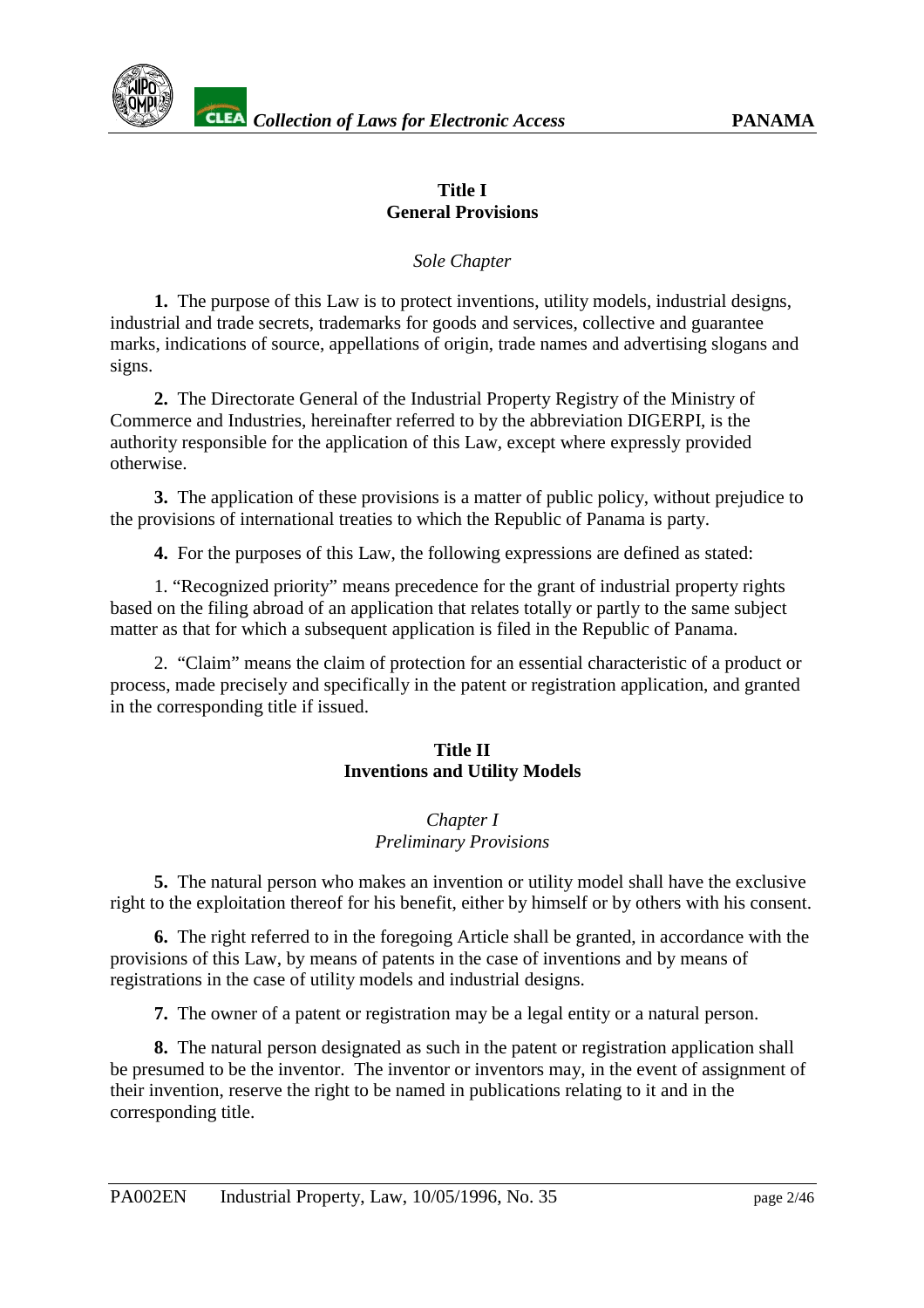## Title I
## General Provisions

*Sole Chapter*

**1.** The purpose of this Law is to protect inventions, utility models, industrial designs, industrial and trade secrets, trademarks for goods and services, collective and guarantee marks, indications of source, appellations of origin, trade names and advertising slogans and signs.

**2.** The Directorate General of the Industrial Property Registry of the Ministry of Commerce and Industries, hereinafter referred to by the abbreviation DIGERPI, is the authority responsible for the application of this Law, except where expressly provided otherwise.

**3.** The application of these provisions is a matter of public policy, without prejudice to the provisions of international treaties to which the Republic of Panama is party.

**4.** For the purposes of this Law, the following expressions are defined as stated:

1. "Recognized priority" means precedence for the grant of industrial property rights based on the filing abroad of an application that relates totally or partly to the same subject matter as that for which a subsequent application is filed in the Republic of Panama.

2. "Claim" means the claim of protection for an essential characteristic of a product or process, made precisely and specifically in the patent or registration application, and granted in the corresponding title if issued.

## Title II
## Inventions and Utility Models

### *Chapter I*
### *Preliminary Provisions*

**5.** The natural person who makes an invention or utility model shall have the exclusive right to the exploitation thereof for his benefit, either by himself or by others with his consent.

**6.** The right referred to in the foregoing Article shall be granted, in accordance with the provisions of this Law, by means of patents in the case of inventions and by means of registrations in the case of utility models and industrial designs.

**7.** The owner of a patent or registration may be a legal entity or a natural person.

**8.** The natural person designated as such in the patent or registration application shall be presumed to be the inventor. The inventor or inventors may, in the event of assignment of their invention, reserve the right to be named in publications relating to it and in the corresponding title.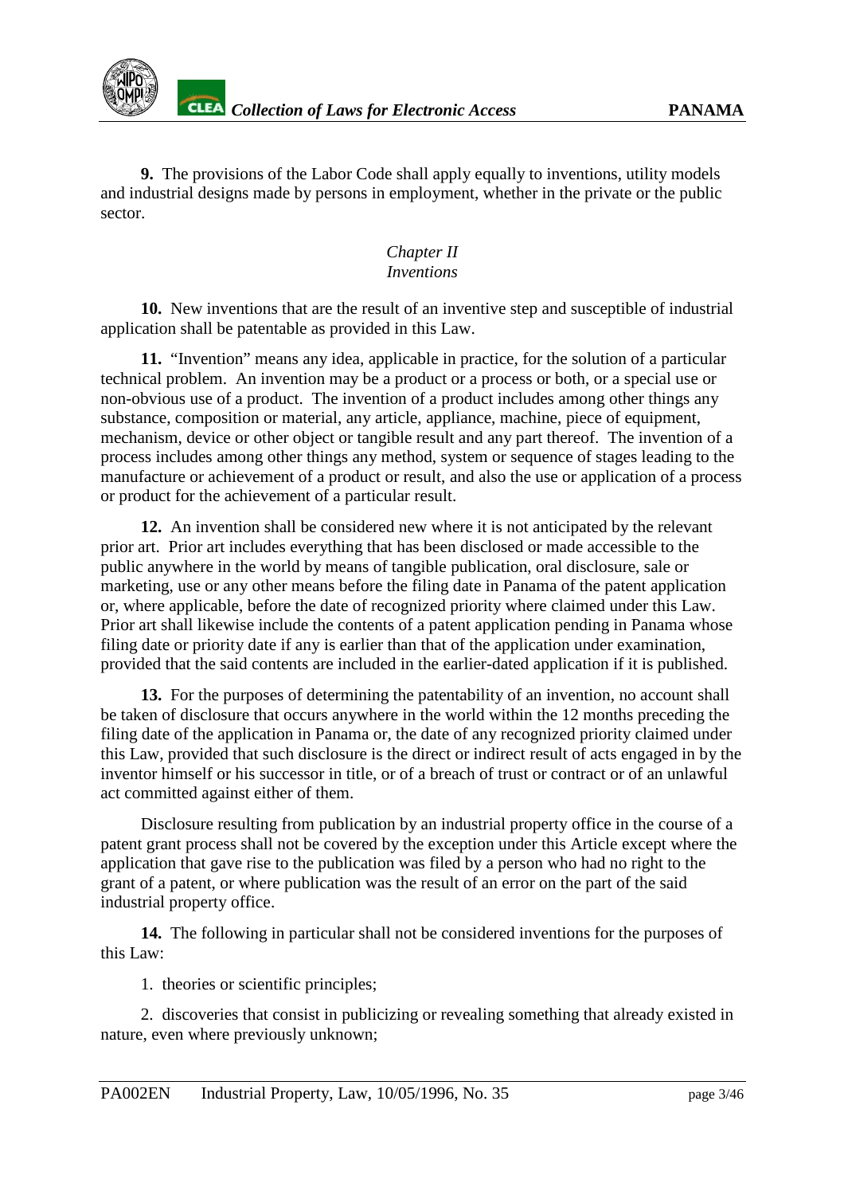**9.** The provisions of the Labor Code shall apply equally to inventions, utility models and industrial designs made by persons in employment, whether in the private or the public sector.

## *Chapter II*
## *Inventions*

**10.** New inventions that are the result of an inventive step and susceptible of industrial application shall be patentable as provided in this Law.

**11.** "Invention" means any idea, applicable in practice, for the solution of a particular technical problem. An invention may be a product or a process or both, or a special use or non-obvious use of a product. The invention of a product includes among other things any substance, composition or material, any article, appliance, machine, piece of equipment, mechanism, device or other object or tangible result and any part thereof. The invention of a process includes among other things any method, system or sequence of stages leading to the manufacture or achievement of a product or result, and also the use or application of a process or product for the achievement of a particular result.

**12.** An invention shall be considered new where it is not anticipated by the relevant prior art. Prior art includes everything that has been disclosed or made accessible to the public anywhere in the world by means of tangible publication, oral disclosure, sale or marketing, use or any other means before the filing date in Panama of the patent application or, where applicable, before the date of recognized priority where claimed under this Law. Prior art shall likewise include the contents of a patent application pending in Panama whose filing date or priority date if any is earlier than that of the application under examination, provided that the said contents are included in the earlier-dated application if it is published.

**13.** For the purposes of determining the patentability of an invention, no account shall be taken of disclosure that occurs anywhere in the world within the 12 months preceding the filing date of the application in Panama or, the date of any recognized priority claimed under this Law, provided that such disclosure is the direct or indirect result of acts engaged in by the inventor himself or his successor in title, or of a breach of trust or contract or of an unlawful act committed against either of them.

Disclosure resulting from publication by an industrial property office in the course of a patent grant process shall not be covered by the exception under this Article except where the application that gave rise to the publication was filed by a person who had no right to the grant of a patent, or where publication was the result of an error on the part of the said industrial property office.

**14.** The following in particular shall not be considered inventions for the purposes of this Law:

1. theories or scientific principles;

2. discoveries that consist in publicizing or revealing something that already existed in nature, even where previously unknown;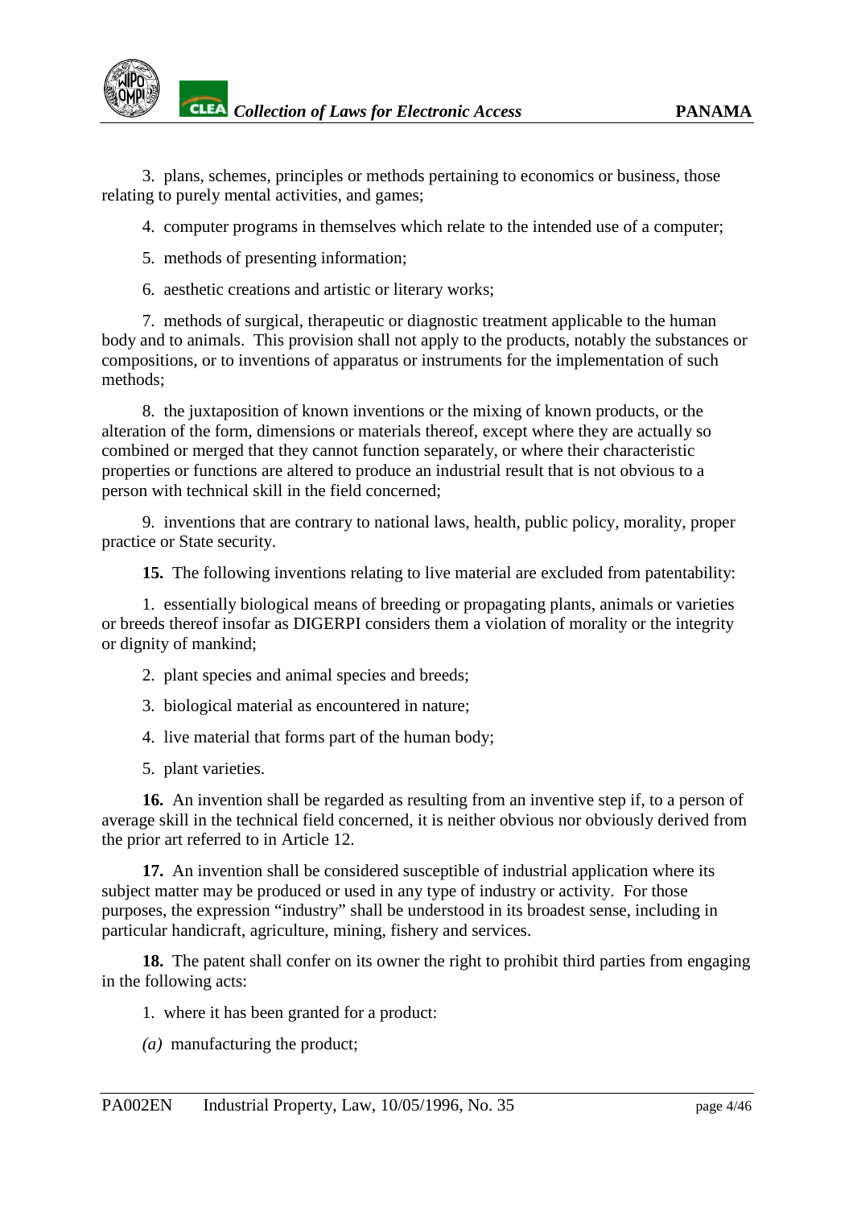3. plans, schemes, principles or methods pertaining to economics or business, those relating to purely mental activities, and games;

4. computer programs in themselves which relate to the intended use of a computer;

5. methods of presenting information;

6. aesthetic creations and artistic or literary works;

7. methods of surgical, therapeutic or diagnostic treatment applicable to the human body and to animals. This provision shall not apply to the products, notably the substances or compositions, or to inventions of apparatus or instruments for the implementation of such methods;

8. the juxtaposition of known inventions or the mixing of known products, or the alteration of the form, dimensions or materials thereof, except where they are actually so combined or merged that they cannot function separately, or where their characteristic properties or functions are altered to produce an industrial result that is not obvious to a person with technical skill in the field concerned;

9. inventions that are contrary to national laws, health, public policy, morality, proper practice or State security.

**15.** The following inventions relating to live material are excluded from patentability:

1. essentially biological means of breeding or propagating plants, animals or varieties or breeds thereof insofar as DIGERPI considers them a violation of morality or the integrity or dignity of mankind;

2. plant species and animal species and breeds;

3. biological material as encountered in nature;

4. live material that forms part of the human body;

5. plant varieties.

**16.** An invention shall be regarded as resulting from an inventive step if, to a person of average skill in the technical field concerned, it is neither obvious nor obviously derived from the prior art referred to in Article 12.

**17.** An invention shall be considered susceptible of industrial application where its subject matter may be produced or used in any type of industry or activity. For those purposes, the expression "industry" shall be understood in its broadest sense, including in particular handicraft, agriculture, mining, fishery and services.

**18.** The patent shall confer on its owner the right to prohibit third parties from engaging in the following acts:

1. where it has been granted for a product:

*(a)* manufacturing the product;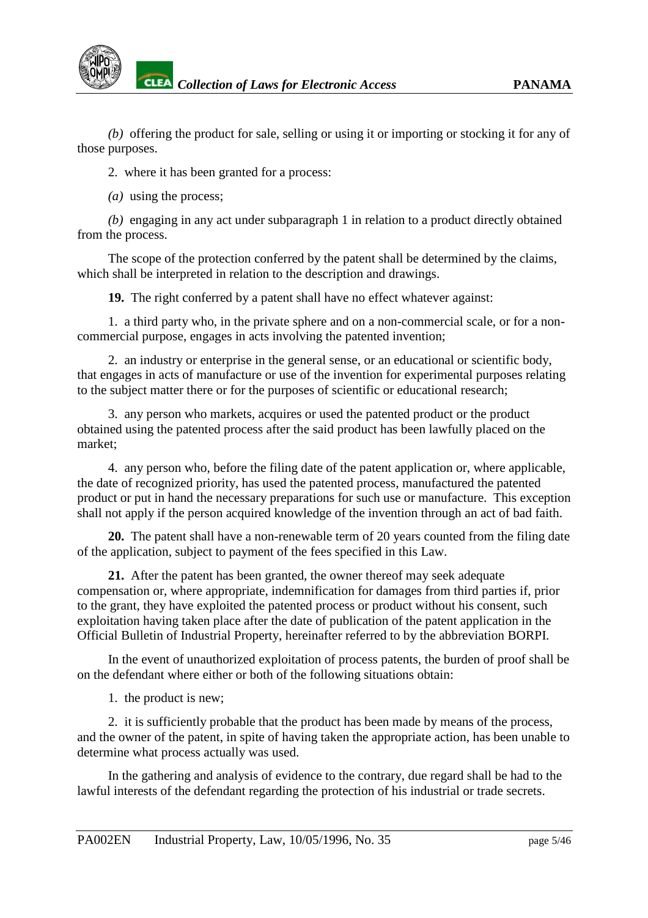*(b)* offering the product for sale, selling or using it or importing or stocking it for any of those purposes.

2. where it has been granted for a process:

*(a)* using the process;

*(b)* engaging in any act under subparagraph 1 in relation to a product directly obtained from the process.

The scope of the protection conferred by the patent shall be determined by the claims, which shall be interpreted in relation to the description and drawings.

**19.** The right conferred by a patent shall have no effect whatever against:

1. a third party who, in the private sphere and on a non-commercial scale, or for a non-commercial purpose, engages in acts involving the patented invention;

2. an industry or enterprise in the general sense, or an educational or scientific body, that engages in acts of manufacture or use of the invention for experimental purposes relating to the subject matter there or for the purposes of scientific or educational research;

3. any person who markets, acquires or used the patented product or the product obtained using the patented process after the said product has been lawfully placed on the market;

4. any person who, before the filing date of the patent application or, where applicable, the date of recognized priority, has used the patented process, manufactured the patented product or put in hand the necessary preparations for such use or manufacture. This exception shall not apply if the person acquired knowledge of the invention through an act of bad faith.

**20.** The patent shall have a non-renewable term of 20 years counted from the filing date of the application, subject to payment of the fees specified in this Law.

**21.** After the patent has been granted, the owner thereof may seek adequate compensation or, where appropriate, indemnification for damages from third parties if, prior to the grant, they have exploited the patented process or product without his consent, such exploitation having taken place after the date of publication of the patent application in the Official Bulletin of Industrial Property, hereinafter referred to by the abbreviation BORPI.

In the event of unauthorized exploitation of process patents, the burden of proof shall be on the defendant where either or both of the following situations obtain:

1. the product is new;

2. it is sufficiently probable that the product has been made by means of the process, and the owner of the patent, in spite of having taken the appropriate action, has been unable to determine what process actually was used.

In the gathering and analysis of evidence to the contrary, due regard shall be had to the lawful interests of the defendant regarding the protection of his industrial or trade secrets.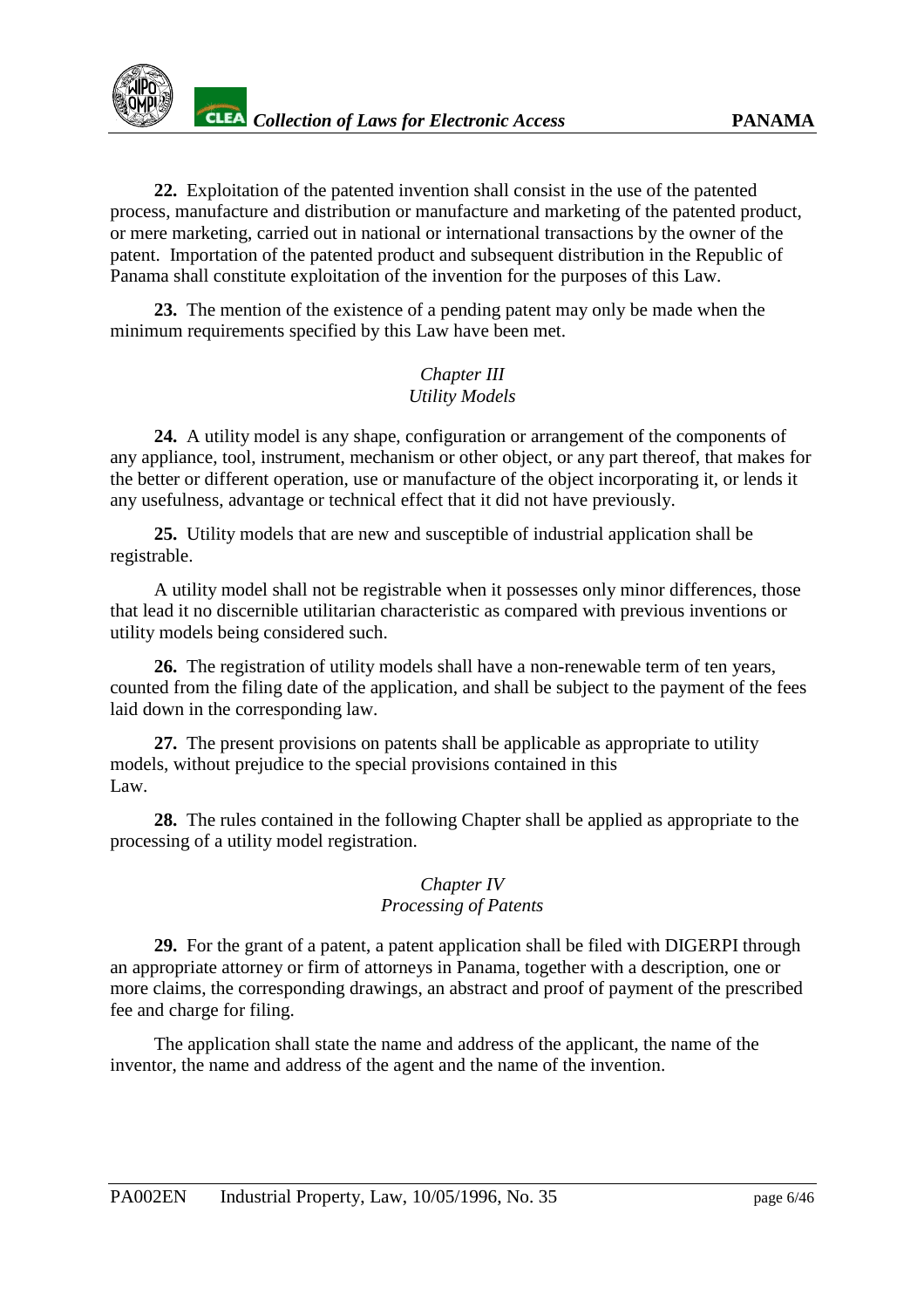**22.** Exploitation of the patented invention shall consist in the use of the patented process, manufacture and distribution or manufacture and marketing of the patented product, or mere marketing, carried out in national or international transactions by the owner of the patent. Importation of the patented product and subsequent distribution in the Republic of Panama shall constitute exploitation of the invention for the purposes of this Law.

**23.** The mention of the existence of a pending patent may only be made when the minimum requirements specified by this Law have been met.

## *Chapter III*
## *Utility Models*

**24.** A utility model is any shape, configuration or arrangement of the components of any appliance, tool, instrument, mechanism or other object, or any part thereof, that makes for the better or different operation, use or manufacture of the object incorporating it, or lends it any usefulness, advantage or technical effect that it did not have previously.

**25.** Utility models that are new and susceptible of industrial application shall be registrable.

A utility model shall not be registrable when it possesses only minor differences, those that lead it no discernible utilitarian characteristic as compared with previous inventions or utility models being considered such.

**26.** The registration of utility models shall have a non-renewable term of ten years, counted from the filing date of the application, and shall be subject to the payment of the fees laid down in the corresponding law.

**27.** The present provisions on patents shall be applicable as appropriate to utility models, without prejudice to the special provisions contained in this Law.

**28.** The rules contained in the following Chapter shall be applied as appropriate to the processing of a utility model registration.

## *Chapter IV*
## *Processing of Patents*

**29.** For the grant of a patent, a patent application shall be filed with DIGERPI through an appropriate attorney or firm of attorneys in Panama, together with a description, one or more claims, the corresponding drawings, an abstract and proof of payment of the prescribed fee and charge for filing.

The application shall state the name and address of the applicant, the name of the inventor, the name and address of the agent and the name of the invention.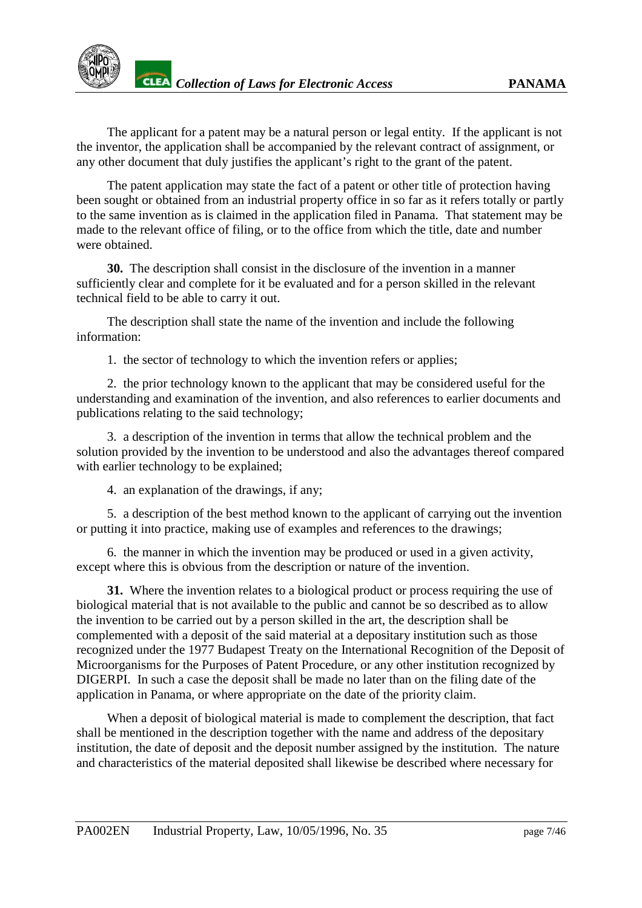The applicant for a patent may be a natural person or legal entity. If the applicant is not the inventor, the application shall be accompanied by the relevant contract of assignment, or any other document that duly justifies the applicant's right to the grant of the patent.

The patent application may state the fact of a patent or other title of protection having been sought or obtained from an industrial property office in so far as it refers totally or partly to the same invention as is claimed in the application filed in Panama. That statement may be made to the relevant office of filing, or to the office from which the title, date and number were obtained.

**30.** The description shall consist in the disclosure of the invention in a manner sufficiently clear and complete for it be evaluated and for a person skilled in the relevant technical field to be able to carry it out.

The description shall state the name of the invention and include the following information:

1. the sector of technology to which the invention refers or applies;

2. the prior technology known to the applicant that may be considered useful for the understanding and examination of the invention, and also references to earlier documents and publications relating to the said technology;

3. a description of the invention in terms that allow the technical problem and the solution provided by the invention to be understood and also the advantages thereof compared with earlier technology to be explained;

4. an explanation of the drawings, if any;

5. a description of the best method known to the applicant of carrying out the invention or putting it into practice, making use of examples and references to the drawings;

6. the manner in which the invention may be produced or used in a given activity, except where this is obvious from the description or nature of the invention.

**31.** Where the invention relates to a biological product or process requiring the use of biological material that is not available to the public and cannot be so described as to allow the invention to be carried out by a person skilled in the art, the description shall be complemented with a deposit of the said material at a depositary institution such as those recognized under the 1977 Budapest Treaty on the International Recognition of the Deposit of Microorganisms for the Purposes of Patent Procedure, or any other institution recognized by DIGERPI. In such a case the deposit shall be made no later than on the filing date of the application in Panama, or where appropriate on the date of the priority claim.

When a deposit of biological material is made to complement the description, that fact shall be mentioned in the description together with the name and address of the depositary institution, the date of deposit and the deposit number assigned by the institution. The nature and characteristics of the material deposited shall likewise be described where necessary for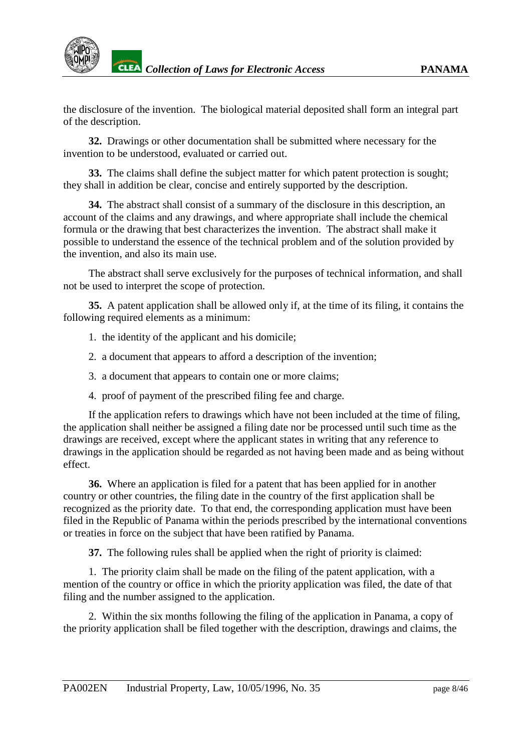the disclosure of the invention. The biological material deposited shall form an integral part of the description.

**32.** Drawings or other documentation shall be submitted where necessary for the invention to be understood, evaluated or carried out.

**33.** The claims shall define the subject matter for which patent protection is sought; they shall in addition be clear, concise and entirely supported by the description.

**34.** The abstract shall consist of a summary of the disclosure in this description, an account of the claims and any drawings, and where appropriate shall include the chemical formula or the drawing that best characterizes the invention. The abstract shall make it possible to understand the essence of the technical problem and of the solution provided by the invention, and also its main use.

The abstract shall serve exclusively for the purposes of technical information, and shall not be used to interpret the scope of protection.

**35.** A patent application shall be allowed only if, at the time of its filing, it contains the following required elements as a minimum:

1. the identity of the applicant and his domicile;
2. a document that appears to afford a description of the invention;
3. a document that appears to contain one or more claims;
4. proof of payment of the prescribed filing fee and charge.

If the application refers to drawings which have not been included at the time of filing, the application shall neither be assigned a filing date nor be processed until such time as the drawings are received, except where the applicant states in writing that any reference to drawings in the application should be regarded as not having been made and as being without effect.

**36.** Where an application is filed for a patent that has been applied for in another country or other countries, the filing date in the country of the first application shall be recognized as the priority date. To that end, the corresponding application must have been filed in the Republic of Panama within the periods prescribed by the international conventions or treaties in force on the subject that have been ratified by Panama.

**37.** The following rules shall be applied when the right of priority is claimed:

1. The priority claim shall be made on the filing of the patent application, with a mention of the country or office in which the priority application was filed, the date of that filing and the number assigned to the application.

2. Within the six months following the filing of the application in Panama, a copy of the priority application shall be filed together with the description, drawings and claims, the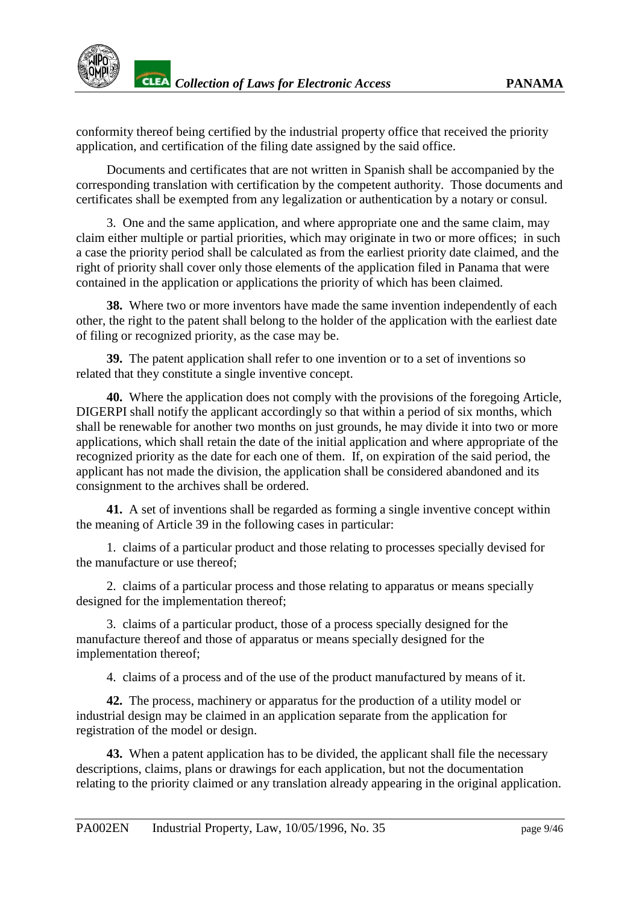conformity thereof being certified by the industrial property office that received the priority application, and certification of the filing date assigned by the said office.

Documents and certificates that are not written in Spanish shall be accompanied by the corresponding translation with certification by the competent authority. Those documents and certificates shall be exempted from any legalization or authentication by a notary or consul.

3. One and the same application, and where appropriate one and the same claim, may claim either multiple or partial priorities, which may originate in two or more offices; in such a case the priority period shall be calculated as from the earliest priority date claimed, and the right of priority shall cover only those elements of the application filed in Panama that were contained in the application or applications the priority of which has been claimed.

**38.** Where two or more inventors have made the same invention independently of each other, the right to the patent shall belong to the holder of the application with the earliest date of filing or recognized priority, as the case may be.

**39.** The patent application shall refer to one invention or to a set of inventions so related that they constitute a single inventive concept.

**40.** Where the application does not comply with the provisions of the foregoing Article, DIGERPI shall notify the applicant accordingly so that within a period of six months, which shall be renewable for another two months on just grounds, he may divide it into two or more applications, which shall retain the date of the initial application and where appropriate of the recognized priority as the date for each one of them. If, on expiration of the said period, the applicant has not made the division, the application shall be considered abandoned and its consignment to the archives shall be ordered.

**41.** A set of inventions shall be regarded as forming a single inventive concept within the meaning of Article 39 in the following cases in particular:

1. claims of a particular product and those relating to processes specially devised for the manufacture or use thereof;

2. claims of a particular process and those relating to apparatus or means specially designed for the implementation thereof;

3. claims of a particular product, those of a process specially designed for the manufacture thereof and those of apparatus or means specially designed for the implementation thereof;

4. claims of a process and of the use of the product manufactured by means of it.

**42.** The process, machinery or apparatus for the production of a utility model or industrial design may be claimed in an application separate from the application for registration of the model or design.

**43.** When a patent application has to be divided, the applicant shall file the necessary descriptions, claims, plans or drawings for each application, but not the documentation relating to the priority claimed or any translation already appearing in the original application.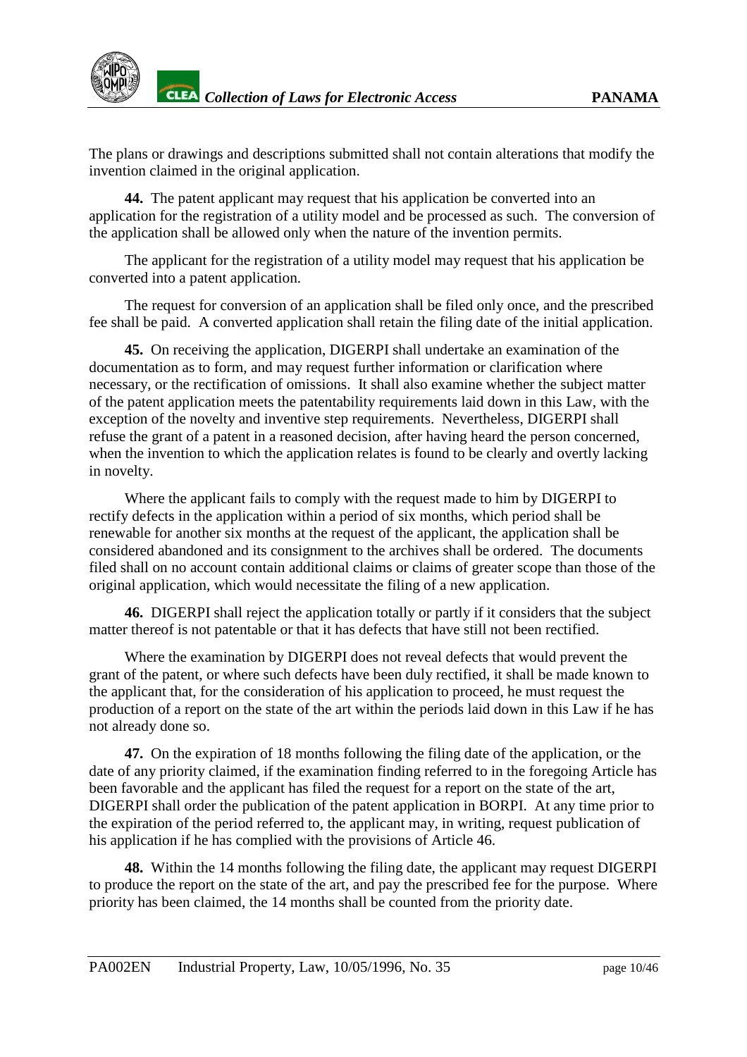The plans or drawings and descriptions submitted shall not contain alterations that modify the invention claimed in the original application.

**44.** The patent applicant may request that his application be converted into an application for the registration of a utility model and be processed as such. The conversion of the application shall be allowed only when the nature of the invention permits.

The applicant for the registration of a utility model may request that his application be converted into a patent application.

The request for conversion of an application shall be filed only once, and the prescribed fee shall be paid. A converted application shall retain the filing date of the initial application.

**45.** On receiving the application, DIGERPI shall undertake an examination of the documentation as to form, and may request further information or clarification where necessary, or the rectification of omissions. It shall also examine whether the subject matter of the patent application meets the patentability requirements laid down in this Law, with the exception of the novelty and inventive step requirements. Nevertheless, DIGERPI shall refuse the grant of a patent in a reasoned decision, after having heard the person concerned, when the invention to which the application relates is found to be clearly and overtly lacking in novelty.

Where the applicant fails to comply with the request made to him by DIGERPI to rectify defects in the application within a period of six months, which period shall be renewable for another six months at the request of the applicant, the application shall be considered abandoned and its consignment to the archives shall be ordered. The documents filed shall on no account contain additional claims or claims of greater scope than those of the original application, which would necessitate the filing of a new application.

**46.** DIGERPI shall reject the application totally or partly if it considers that the subject matter thereof is not patentable or that it has defects that have still not been rectified.

Where the examination by DIGERPI does not reveal defects that would prevent the grant of the patent, or where such defects have been duly rectified, it shall be made known to the applicant that, for the consideration of his application to proceed, he must request the production of a report on the state of the art within the periods laid down in this Law if he has not already done so.

**47.** On the expiration of 18 months following the filing date of the application, or the date of any priority claimed, if the examination finding referred to in the foregoing Article has been favorable and the applicant has filed the request for a report on the state of the art, DIGERPI shall order the publication of the patent application in BORPI. At any time prior to the expiration of the period referred to, the applicant may, in writing, request publication of his application if he has complied with the provisions of Article 46.

**48.** Within the 14 months following the filing date, the applicant may request DIGERPI to produce the report on the state of the art, and pay the prescribed fee for the purpose. Where priority has been claimed, the 14 months shall be counted from the priority date.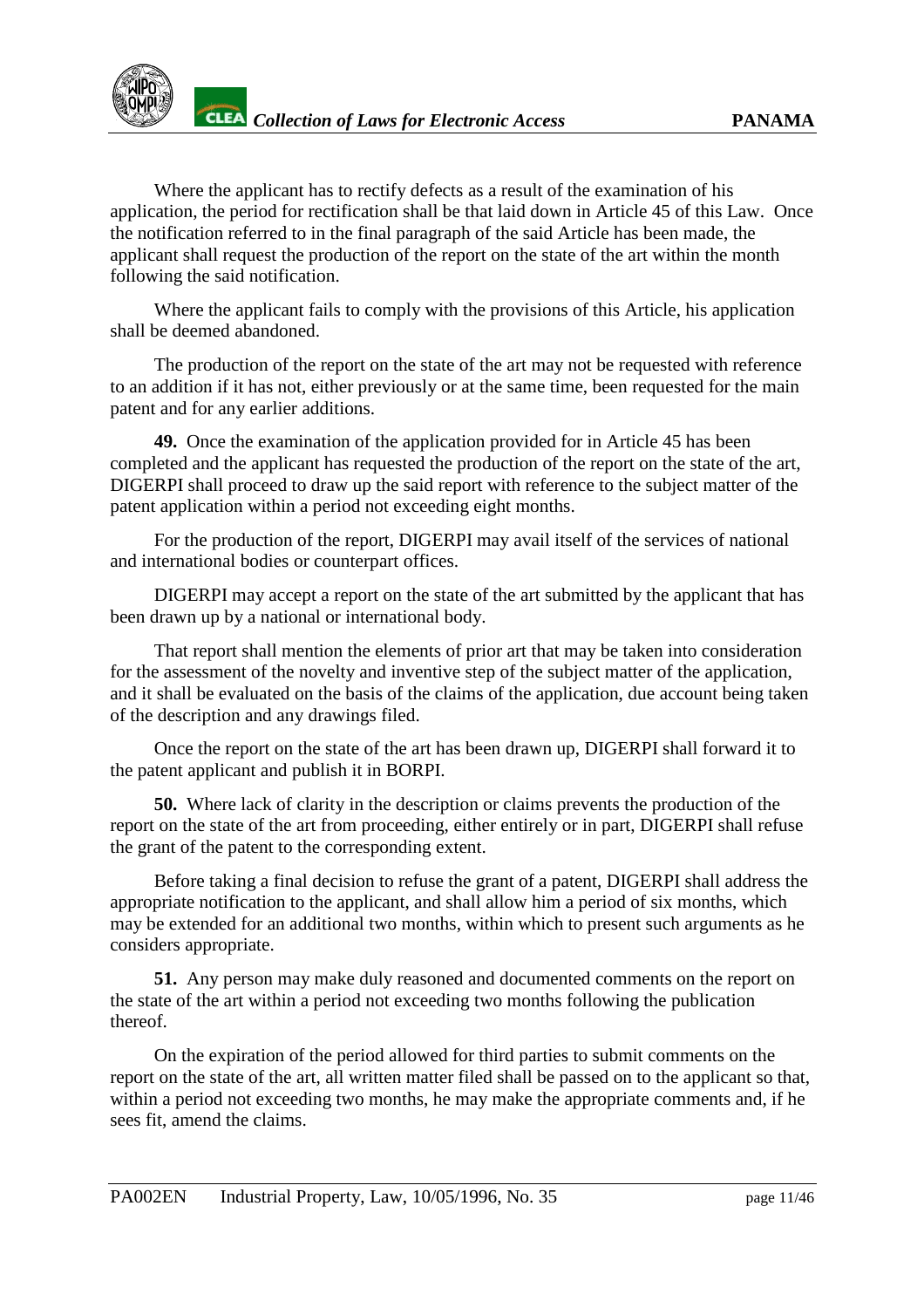Where the applicant has to rectify defects as a result of the examination of his application, the period for rectification shall be that laid down in Article 45 of this Law. Once the notification referred to in the final paragraph of the said Article has been made, the applicant shall request the production of the report on the state of the art within the month following the said notification.

Where the applicant fails to comply with the provisions of this Article, his application shall be deemed abandoned.

The production of the report on the state of the art may not be requested with reference to an addition if it has not, either previously or at the same time, been requested for the main patent and for any earlier additions.

**49.** Once the examination of the application provided for in Article 45 has been completed and the applicant has requested the production of the report on the state of the art, DIGERPI shall proceed to draw up the said report with reference to the subject matter of the patent application within a period not exceeding eight months.

For the production of the report, DIGERPI may avail itself of the services of national and international bodies or counterpart offices.

DIGERPI may accept a report on the state of the art submitted by the applicant that has been drawn up by a national or international body.

That report shall mention the elements of prior art that may be taken into consideration for the assessment of the novelty and inventive step of the subject matter of the application, and it shall be evaluated on the basis of the claims of the application, due account being taken of the description and any drawings filed.

Once the report on the state of the art has been drawn up, DIGERPI shall forward it to the patent applicant and publish it in BORPI.

**50.** Where lack of clarity in the description or claims prevents the production of the report on the state of the art from proceeding, either entirely or in part, DIGERPI shall refuse the grant of the patent to the corresponding extent.

Before taking a final decision to refuse the grant of a patent, DIGERPI shall address the appropriate notification to the applicant, and shall allow him a period of six months, which may be extended for an additional two months, within which to present such arguments as he considers appropriate.

**51.** Any person may make duly reasoned and documented comments on the report on the state of the art within a period not exceeding two months following the publication thereof.

On the expiration of the period allowed for third parties to submit comments on the report on the state of the art, all written matter filed shall be passed on to the applicant so that, within a period not exceeding two months, he may make the appropriate comments and, if he sees fit, amend the claims.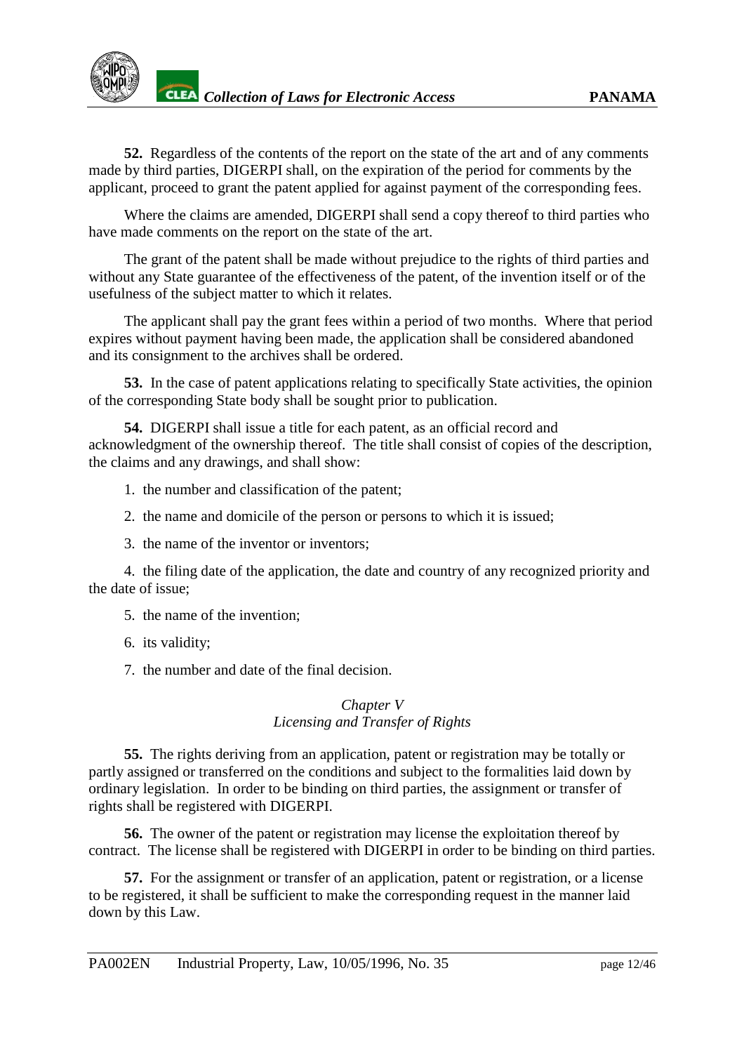**52.** Regardless of the contents of the report on the state of the art and of any comments made by third parties, DIGERPI shall, on the expiration of the period for comments by the applicant, proceed to grant the patent applied for against payment of the corresponding fees.

Where the claims are amended, DIGERPI shall send a copy thereof to third parties who have made comments on the report on the state of the art.

The grant of the patent shall be made without prejudice to the rights of third parties and without any State guarantee of the effectiveness of the patent, of the invention itself or of the usefulness of the subject matter to which it relates.

The applicant shall pay the grant fees within a period of two months. Where that period expires without payment having been made, the application shall be considered abandoned and its consignment to the archives shall be ordered.

**53.** In the case of patent applications relating to specifically State activities, the opinion of the corresponding State body shall be sought prior to publication.

**54.** DIGERPI shall issue a title for each patent, as an official record and acknowledgment of the ownership thereof. The title shall consist of copies of the description, the claims and any drawings, and shall show:

1. the number and classification of the patent;
2. the name and domicile of the person or persons to which it is issued;
3. the name of the inventor or inventors;
4. the filing date of the application, the date and country of any recognized priority and the date of issue;
5. the name of the invention;
6. its validity;
7. the number and date of the final decision.

## *Chapter V*
## *Licensing and Transfer of Rights*

**55.** The rights deriving from an application, patent or registration may be totally or partly assigned or transferred on the conditions and subject to the formalities laid down by ordinary legislation. In order to be binding on third parties, the assignment or transfer of rights shall be registered with DIGERPI.

**56.** The owner of the patent or registration may license the exploitation thereof by contract. The license shall be registered with DIGERPI in order to be binding on third parties.

**57.** For the assignment or transfer of an application, patent or registration, or a license to be registered, it shall be sufficient to make the corresponding request in the manner laid down by this Law.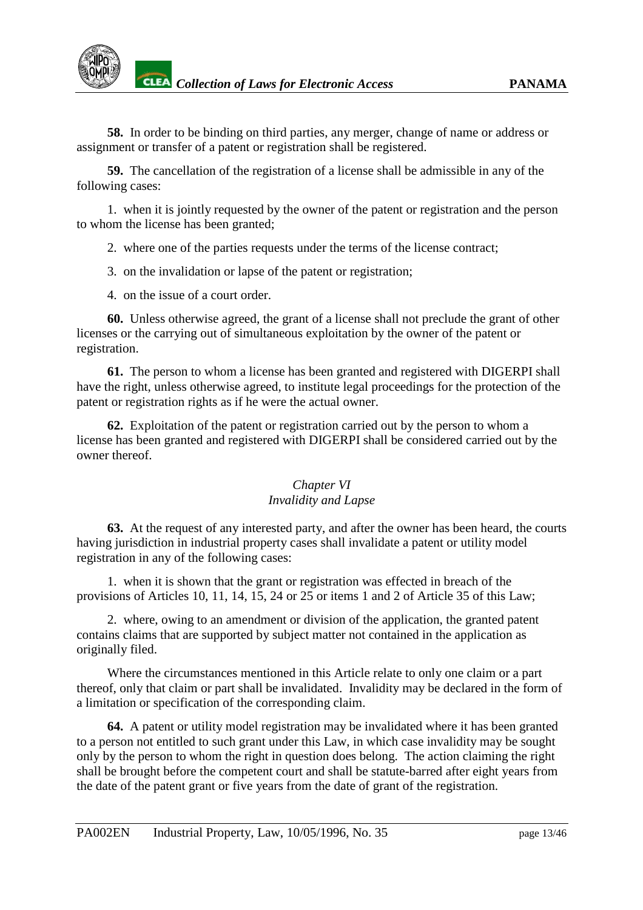**58.** In order to be binding on third parties, any merger, change of name or address or assignment or transfer of a patent or registration shall be registered.

**59.** The cancellation of the registration of a license shall be admissible in any of the following cases:

1. when it is jointly requested by the owner of the patent or registration and the person to whom the license has been granted;

2. where one of the parties requests under the terms of the license contract;

3. on the invalidation or lapse of the patent or registration;

4. on the issue of a court order.

**60.** Unless otherwise agreed, the grant of a license shall not preclude the grant of other licenses or the carrying out of simultaneous exploitation by the owner of the patent or registration.

**61.** The person to whom a license has been granted and registered with DIGERPI shall have the right, unless otherwise agreed, to institute legal proceedings for the protection of the patent or registration rights as if he were the actual owner.

**62.** Exploitation of the patent or registration carried out by the person to whom a license has been granted and registered with DIGERPI shall be considered carried out by the owner thereof.

## *Chapter VI*
## *Invalidity and Lapse*

**63.** At the request of any interested party, and after the owner has been heard, the courts having jurisdiction in industrial property cases shall invalidate a patent or utility model registration in any of the following cases:

1. when it is shown that the grant or registration was effected in breach of the provisions of Articles 10, 11, 14, 15, 24 or 25 or items 1 and 2 of Article 35 of this Law;

2. where, owing to an amendment or division of the application, the granted patent contains claims that are supported by subject matter not contained in the application as originally filed.

Where the circumstances mentioned in this Article relate to only one claim or a part thereof, only that claim or part shall be invalidated. Invalidity may be declared in the form of a limitation or specification of the corresponding claim.

**64.** A patent or utility model registration may be invalidated where it has been granted to a person not entitled to such grant under this Law, in which case invalidity may be sought only by the person to whom the right in question does belong. The action claiming the right shall be brought before the competent court and shall be statute-barred after eight years from the date of the patent grant or five years from the date of grant of the registration.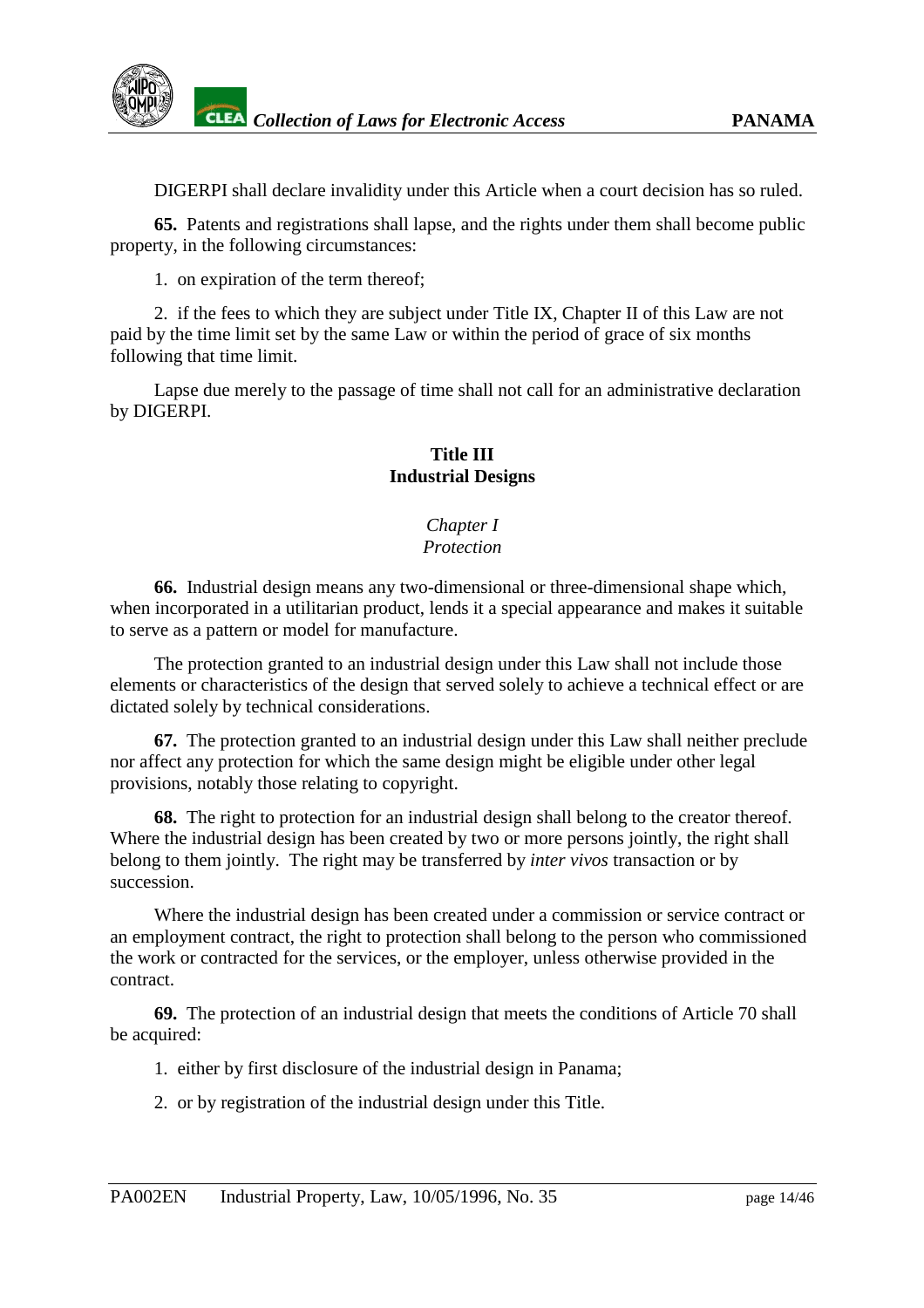DIGERPI shall declare invalidity under this Article when a court decision has so ruled.

**65.** Patents and registrations shall lapse, and the rights under them shall become public property, in the following circumstances:

1. on expiration of the term thereof;

2. if the fees to which they are subject under Title IX, Chapter II of this Law are not paid by the time limit set by the same Law or within the period of grace of six months following that time limit.

Lapse due merely to the passage of time shall not call for an administrative declaration by DIGERPI.

## Title III
## Industrial Designs

### *Chapter I*
### *Protection*

**66.** Industrial design means any two-dimensional or three-dimensional shape which, when incorporated in a utilitarian product, lends it a special appearance and makes it suitable to serve as a pattern or model for manufacture.

The protection granted to an industrial design under this Law shall not include those elements or characteristics of the design that served solely to achieve a technical effect or are dictated solely by technical considerations.

**67.** The protection granted to an industrial design under this Law shall neither preclude nor affect any protection for which the same design might be eligible under other legal provisions, notably those relating to copyright.

**68.** The right to protection for an industrial design shall belong to the creator thereof. Where the industrial design has been created by two or more persons jointly, the right shall belong to them jointly. The right may be transferred by *inter vivos* transaction or by succession.

Where the industrial design has been created under a commission or service contract or an employment contract, the right to protection shall belong to the person who commissioned the work or contracted for the services, or the employer, unless otherwise provided in the contract.

**69.** The protection of an industrial design that meets the conditions of Article 70 shall be acquired:

1. either by first disclosure of the industrial design in Panama;

2. or by registration of the industrial design under this Title.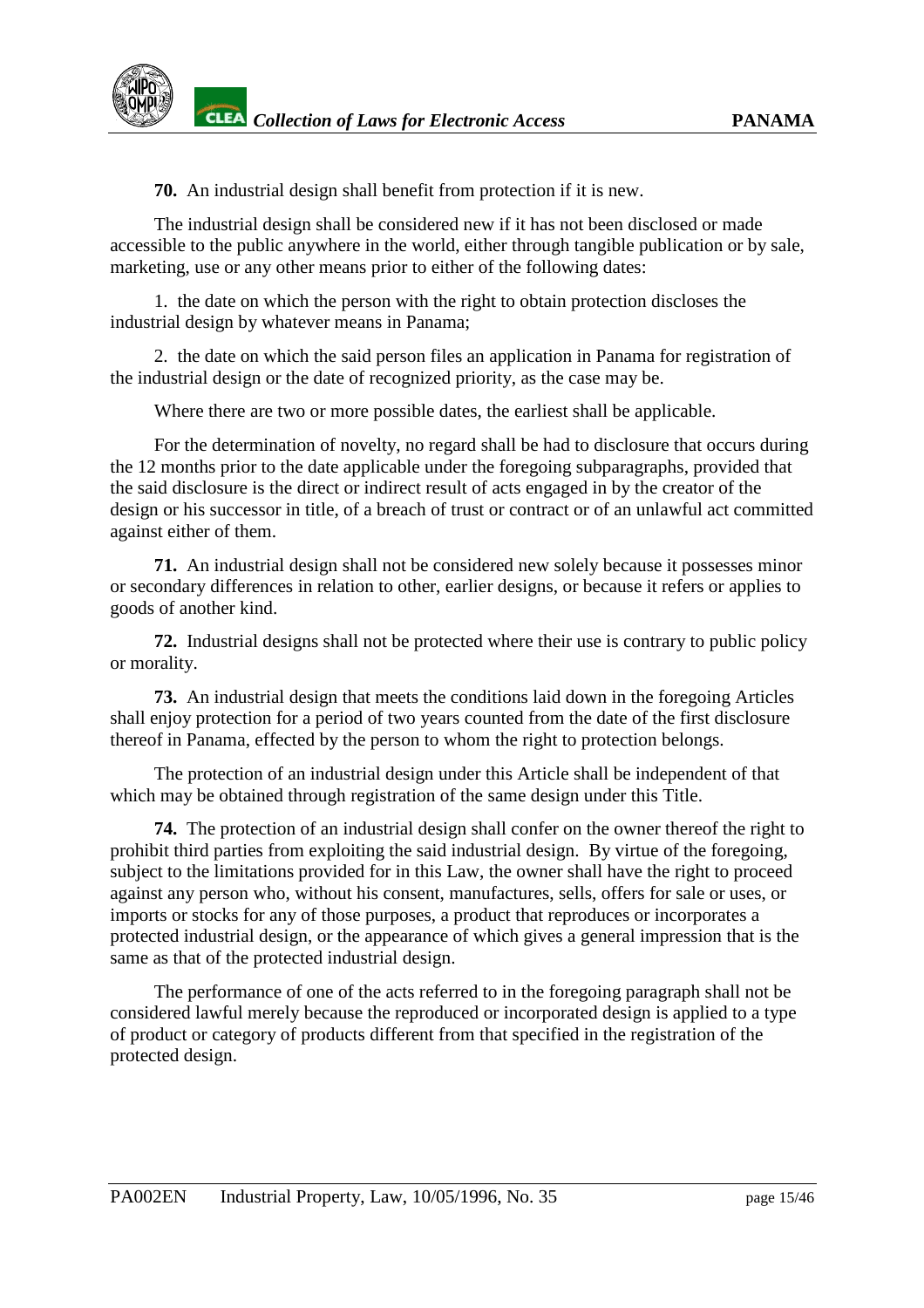**70.** An industrial design shall benefit from protection if it is new.

The industrial design shall be considered new if it has not been disclosed or made accessible to the public anywhere in the world, either through tangible publication or by sale, marketing, use or any other means prior to either of the following dates:

1. the date on which the person with the right to obtain protection discloses the industrial design by whatever means in Panama;

2. the date on which the said person files an application in Panama for registration of the industrial design or the date of recognized priority, as the case may be.

Where there are two or more possible dates, the earliest shall be applicable.

For the determination of novelty, no regard shall be had to disclosure that occurs during the 12 months prior to the date applicable under the foregoing subparagraphs, provided that the said disclosure is the direct or indirect result of acts engaged in by the creator of the design or his successor in title, of a breach of trust or contract or of an unlawful act committed against either of them.

**71.** An industrial design shall not be considered new solely because it possesses minor or secondary differences in relation to other, earlier designs, or because it refers or applies to goods of another kind.

**72.** Industrial designs shall not be protected where their use is contrary to public policy or morality.

**73.** An industrial design that meets the conditions laid down in the foregoing Articles shall enjoy protection for a period of two years counted from the date of the first disclosure thereof in Panama, effected by the person to whom the right to protection belongs.

The protection of an industrial design under this Article shall be independent of that which may be obtained through registration of the same design under this Title.

**74.** The protection of an industrial design shall confer on the owner thereof the right to prohibit third parties from exploiting the said industrial design. By virtue of the foregoing, subject to the limitations provided for in this Law, the owner shall have the right to proceed against any person who, without his consent, manufactures, sells, offers for sale or uses, or imports or stocks for any of those purposes, a product that reproduces or incorporates a protected industrial design, or the appearance of which gives a general impression that is the same as that of the protected industrial design.

The performance of one of the acts referred to in the foregoing paragraph shall not be considered lawful merely because the reproduced or incorporated design is applied to a type of product or category of products different from that specified in the registration of the protected design.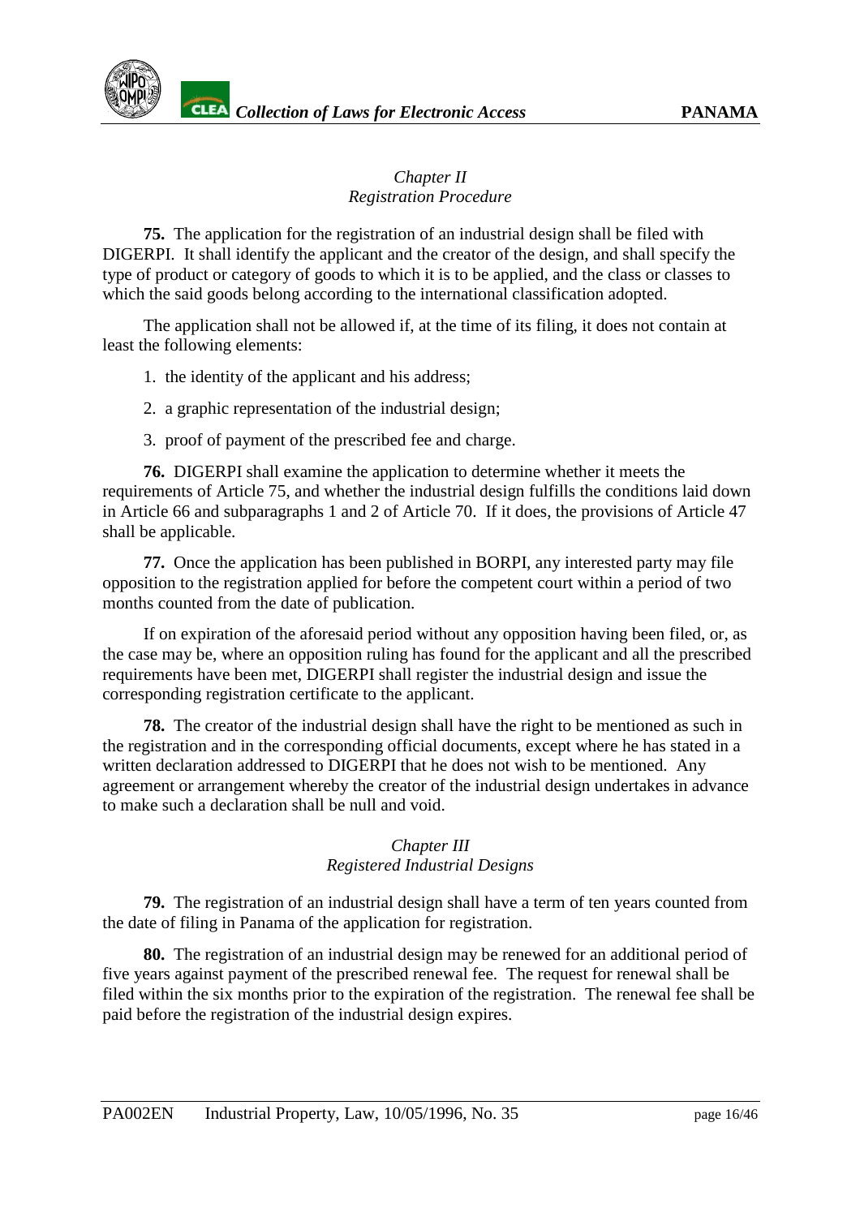*Chapter II*
*Registration Procedure*

**75.** The application for the registration of an industrial design shall be filed with DIGERPI. It shall identify the applicant and the creator of the design, and shall specify the type of product or category of goods to which it is to be applied, and the class or classes to which the said goods belong according to the international classification adopted.

The application shall not be allowed if, at the time of its filing, it does not contain at least the following elements:

1. the identity of the applicant and his address;
2. a graphic representation of the industrial design;
3. proof of payment of the prescribed fee and charge.

**76.** DIGERPI shall examine the application to determine whether it meets the requirements of Article 75, and whether the industrial design fulfills the conditions laid down in Article 66 and subparagraphs 1 and 2 of Article 70. If it does, the provisions of Article 47 shall be applicable.

**77.** Once the application has been published in BORPI, any interested party may file opposition to the registration applied for before the competent court within a period of two months counted from the date of publication.

If on expiration of the aforesaid period without any opposition having been filed, or, as the case may be, where an opposition ruling has found for the applicant and all the prescribed requirements have been met, DIGERPI shall register the industrial design and issue the corresponding registration certificate to the applicant.

**78.** The creator of the industrial design shall have the right to be mentioned as such in the registration and in the corresponding official documents, except where he has stated in a written declaration addressed to DIGERPI that he does not wish to be mentioned. Any agreement or arrangement whereby the creator of the industrial design undertakes in advance to make such a declaration shall be null and void.

*Chapter III*
*Registered Industrial Designs*

**79.** The registration of an industrial design shall have a term of ten years counted from the date of filing in Panama of the application for registration.

**80.** The registration of an industrial design may be renewed for an additional period of five years against payment of the prescribed renewal fee. The request for renewal shall be filed within the six months prior to the expiration of the registration. The renewal fee shall be paid before the registration of the industrial design expires.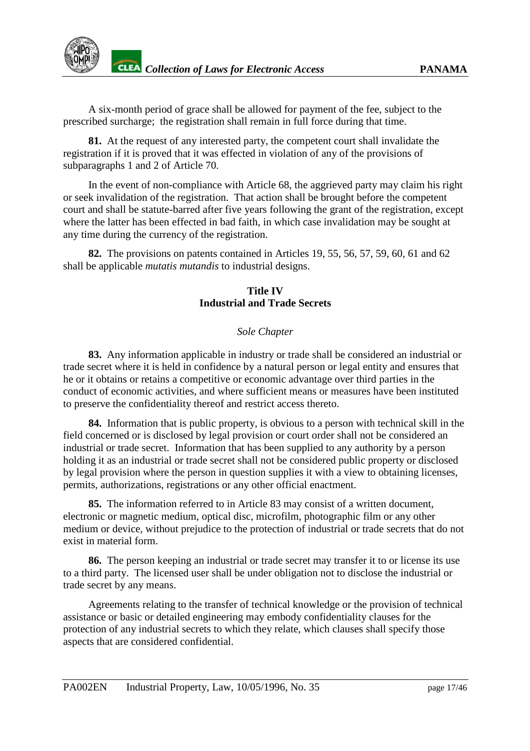A six-month period of grace shall be allowed for payment of the fee, subject to the prescribed surcharge; the registration shall remain in full force during that time.

**81.** At the request of any interested party, the competent court shall invalidate the registration if it is proved that it was effected in violation of any of the provisions of subparagraphs 1 and 2 of Article 70.

In the event of non-compliance with Article 68, the aggrieved party may claim his right or seek invalidation of the registration. That action shall be brought before the competent court and shall be statute-barred after five years following the grant of the registration, except where the latter has been effected in bad faith, in which case invalidation may be sought at any time during the currency of the registration.

**82.** The provisions on patents contained in Articles 19, 55, 56, 57, 59, 60, 61 and 62 shall be applicable *mutatis mutandis* to industrial designs.

## Title IV
## Industrial and Trade Secrets

*Sole Chapter*

**83.** Any information applicable in industry or trade shall be considered an industrial or trade secret where it is held in confidence by a natural person or legal entity and ensures that he or it obtains or retains a competitive or economic advantage over third parties in the conduct of economic activities, and where sufficient means or measures have been instituted to preserve the confidentiality thereof and restrict access thereto.

**84.** Information that is public property, is obvious to a person with technical skill in the field concerned or is disclosed by legal provision or court order shall not be considered an industrial or trade secret. Information that has been supplied to any authority by a person holding it as an industrial or trade secret shall not be considered public property or disclosed by legal provision where the person in question supplies it with a view to obtaining licenses, permits, authorizations, registrations or any other official enactment.

**85.** The information referred to in Article 83 may consist of a written document, electronic or magnetic medium, optical disc, microfilm, photographic film or any other medium or device, without prejudice to the protection of industrial or trade secrets that do not exist in material form.

**86.** The person keeping an industrial or trade secret may transfer it to or license its use to a third party. The licensed user shall be under obligation not to disclose the industrial or trade secret by any means.

Agreements relating to the transfer of technical knowledge or the provision of technical assistance or basic or detailed engineering may embody confidentiality clauses for the protection of any industrial secrets to which they relate, which clauses shall specify those aspects that are considered confidential.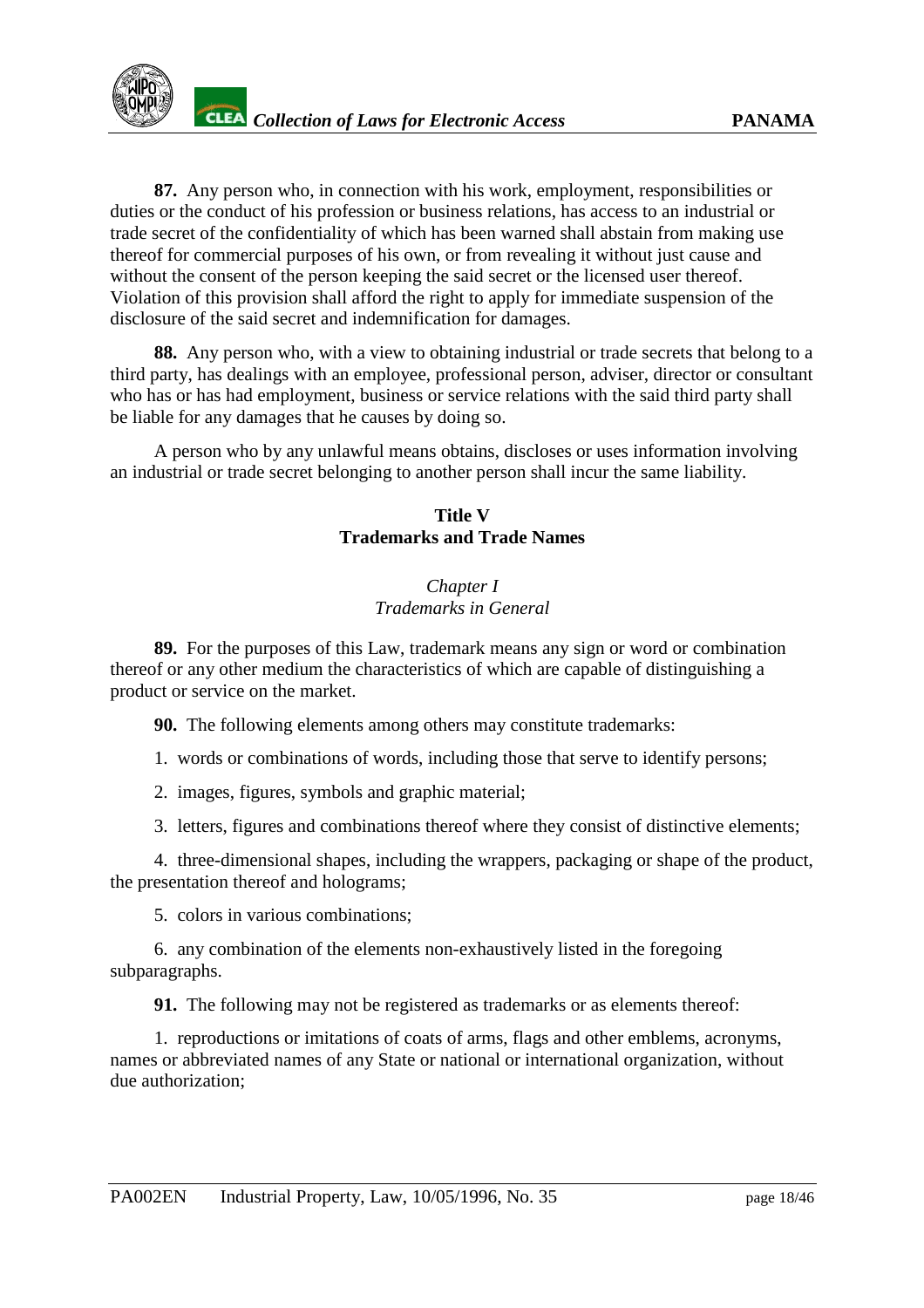**87.** Any person who, in connection with his work, employment, responsibilities or duties or the conduct of his profession or business relations, has access to an industrial or trade secret of the confidentiality of which has been warned shall abstain from making use thereof for commercial purposes of his own, or from revealing it without just cause and without the consent of the person keeping the said secret or the licensed user thereof. Violation of this provision shall afford the right to apply for immediate suspension of the disclosure of the said secret and indemnification for damages.

**88.** Any person who, with a view to obtaining industrial or trade secrets that belong to a third party, has dealings with an employee, professional person, adviser, director or consultant who has or has had employment, business or service relations with the said third party shall be liable for any damages that he causes by doing so.

A person who by any unlawful means obtains, discloses or uses information involving an industrial or trade secret belonging to another person shall incur the same liability.

## Title V
## Trademarks and Trade Names

### *Chapter I*
### *Trademarks in General*

**89.** For the purposes of this Law, trademark means any sign or word or combination thereof or any other medium the characteristics of which are capable of distinguishing a product or service on the market.

**90.** The following elements among others may constitute trademarks:

1. words or combinations of words, including those that serve to identify persons;

2. images, figures, symbols and graphic material;

3. letters, figures and combinations thereof where they consist of distinctive elements;

4. three-dimensional shapes, including the wrappers, packaging or shape of the product, the presentation thereof and holograms;

5. colors in various combinations;

6. any combination of the elements non-exhaustively listed in the foregoing subparagraphs.

**91.** The following may not be registered as trademarks or as elements thereof:

1. reproductions or imitations of coats of arms, flags and other emblems, acronyms, names or abbreviated names of any State or national or international organization, without due authorization;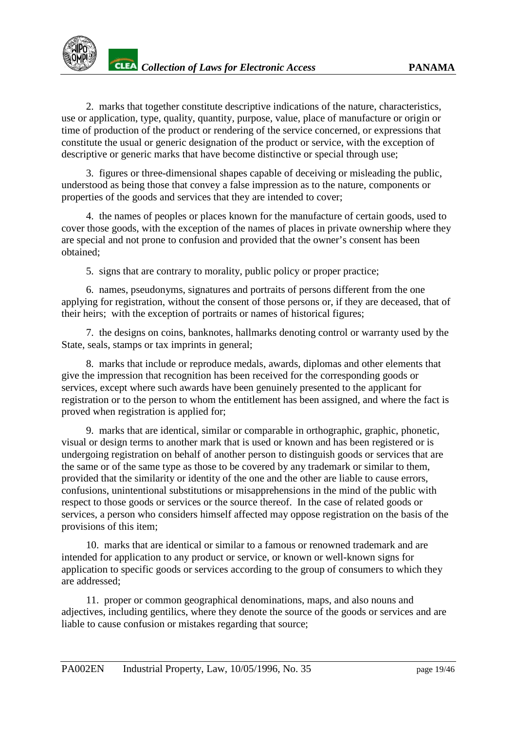2. marks that together constitute descriptive indications of the nature, characteristics, use or application, type, quality, quantity, purpose, value, place of manufacture or origin or time of production of the product or rendering of the service concerned, or expressions that constitute the usual or generic designation of the product or service, with the exception of descriptive or generic marks that have become distinctive or special through use;

3. figures or three-dimensional shapes capable of deceiving or misleading the public, understood as being those that convey a false impression as to the nature, components or properties of the goods and services that they are intended to cover;

4. the names of peoples or places known for the manufacture of certain goods, used to cover those goods, with the exception of the names of places in private ownership where they are special and not prone to confusion and provided that the owner's consent has been obtained;

5. signs that are contrary to morality, public policy or proper practice;

6. names, pseudonyms, signatures and portraits of persons different from the one applying for registration, without the consent of those persons or, if they are deceased, that of their heirs; with the exception of portraits or names of historical figures;

7. the designs on coins, banknotes, hallmarks denoting control or warranty used by the State, seals, stamps or tax imprints in general;

8. marks that include or reproduce medals, awards, diplomas and other elements that give the impression that recognition has been received for the corresponding goods or services, except where such awards have been genuinely presented to the applicant for registration or to the person to whom the entitlement has been assigned, and where the fact is proved when registration is applied for;

9. marks that are identical, similar or comparable in orthographic, graphic, phonetic, visual or design terms to another mark that is used or known and has been registered or is undergoing registration on behalf of another person to distinguish goods or services that are the same or of the same type as those to be covered by any trademark or similar to them, provided that the similarity or identity of the one and the other are liable to cause errors, confusions, unintentional substitutions or misapprehensions in the mind of the public with respect to those goods or services or the source thereof. In the case of related goods or services, a person who considers himself affected may oppose registration on the basis of the provisions of this item;

10. marks that are identical or similar to a famous or renowned trademark and are intended for application to any product or service, or known or well-known signs for application to specific goods or services according to the group of consumers to which they are addressed;

11. proper or common geographical denominations, maps, and also nouns and adjectives, including gentilics, where they denote the source of the goods or services and are liable to cause confusion or mistakes regarding that source;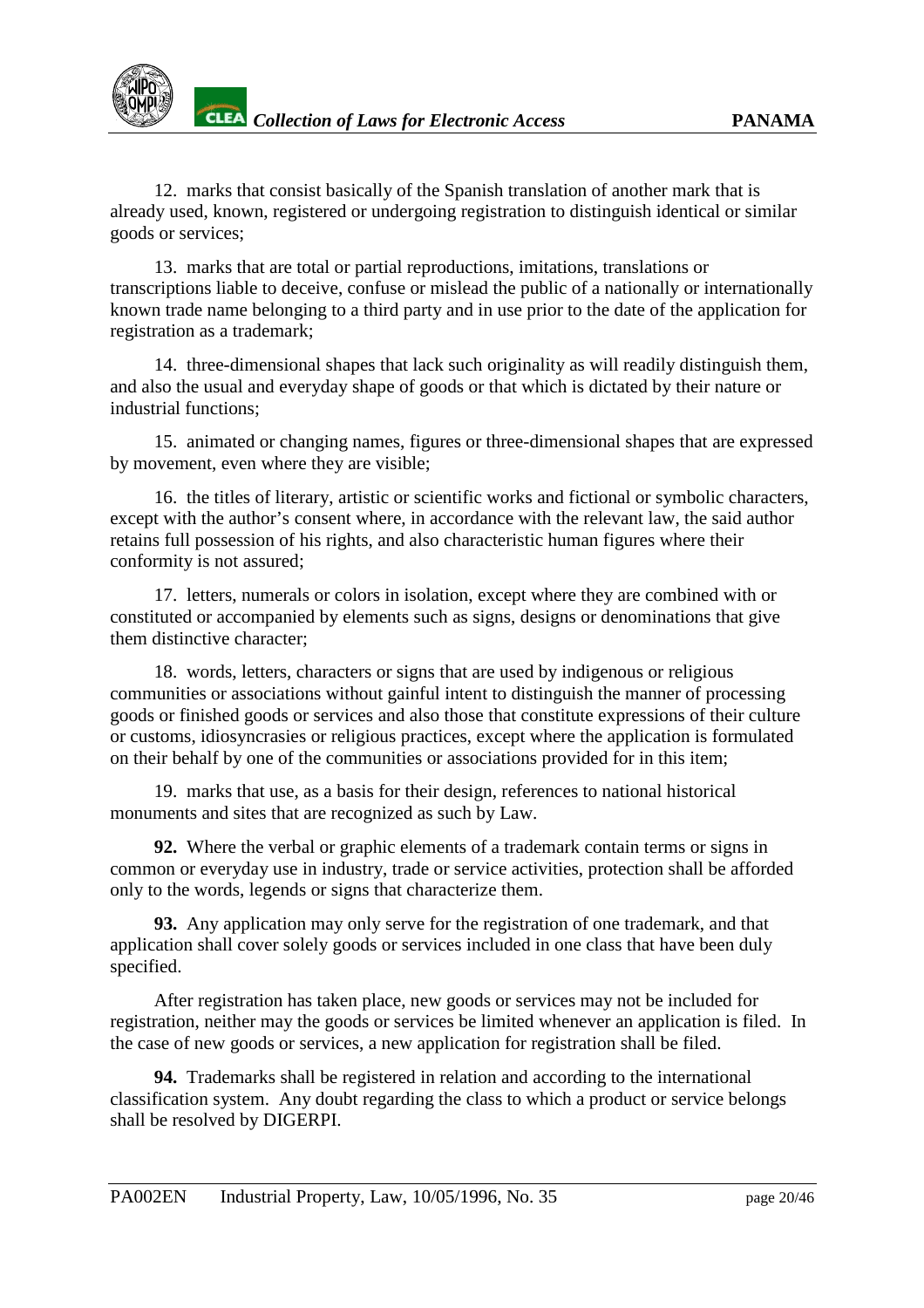12. marks that consist basically of the Spanish translation of another mark that is already used, known, registered or undergoing registration to distinguish identical or similar goods or services;

13. marks that are total or partial reproductions, imitations, translations or transcriptions liable to deceive, confuse or mislead the public of a nationally or internationally known trade name belonging to a third party and in use prior to the date of the application for registration as a trademark;

14. three-dimensional shapes that lack such originality as will readily distinguish them, and also the usual and everyday shape of goods or that which is dictated by their nature or industrial functions;

15. animated or changing names, figures or three-dimensional shapes that are expressed by movement, even where they are visible;

16. the titles of literary, artistic or scientific works and fictional or symbolic characters, except with the author's consent where, in accordance with the relevant law, the said author retains full possession of his rights, and also characteristic human figures where their conformity is not assured;

17. letters, numerals or colors in isolation, except where they are combined with or constituted or accompanied by elements such as signs, designs or denominations that give them distinctive character;

18. words, letters, characters or signs that are used by indigenous or religious communities or associations without gainful intent to distinguish the manner of processing goods or finished goods or services and also those that constitute expressions of their culture or customs, idiosyncrasies or religious practices, except where the application is formulated on their behalf by one of the communities or associations provided for in this item;

19. marks that use, as a basis for their design, references to national historical monuments and sites that are recognized as such by Law.

**92.** Where the verbal or graphic elements of a trademark contain terms or signs in common or everyday use in industry, trade or service activities, protection shall be afforded only to the words, legends or signs that characterize them.

**93.** Any application may only serve for the registration of one trademark, and that application shall cover solely goods or services included in one class that have been duly specified.

After registration has taken place, new goods or services may not be included for registration, neither may the goods or services be limited whenever an application is filed. In the case of new goods or services, a new application for registration shall be filed.

**94.** Trademarks shall be registered in relation and according to the international classification system. Any doubt regarding the class to which a product or service belongs shall be resolved by DIGERPI.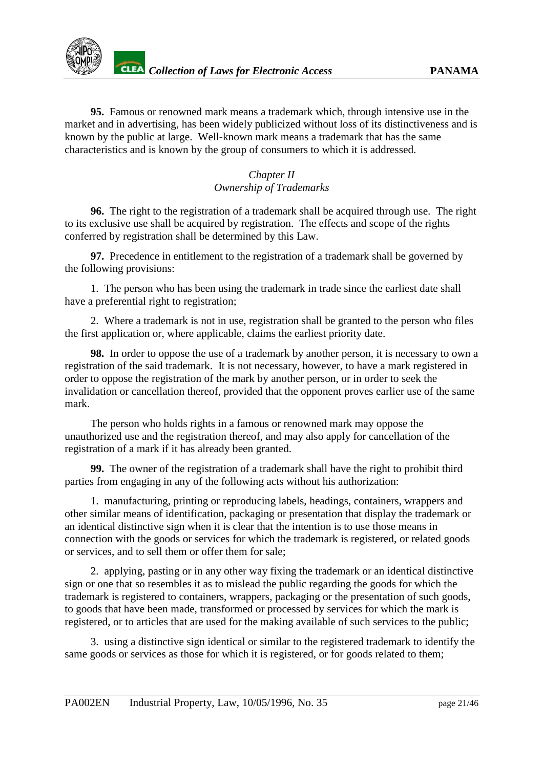**95.** Famous or renowned mark means a trademark which, through intensive use in the market and in advertising, has been widely publicized without loss of its distinctiveness and is known by the public at large. Well-known mark means a trademark that has the same characteristics and is known by the group of consumers to which it is addressed.

## *Chapter II*
## *Ownership of Trademarks*

**96.** The right to the registration of a trademark shall be acquired through use. The right to its exclusive use shall be acquired by registration. The effects and scope of the rights conferred by registration shall be determined by this Law.

**97.** Precedence in entitlement to the registration of a trademark shall be governed by the following provisions:

1. The person who has been using the trademark in trade since the earliest date shall have a preferential right to registration;

2. Where a trademark is not in use, registration shall be granted to the person who files the first application or, where applicable, claims the earliest priority date.

**98.** In order to oppose the use of a trademark by another person, it is necessary to own a registration of the said trademark. It is not necessary, however, to have a mark registered in order to oppose the registration of the mark by another person, or in order to seek the invalidation or cancellation thereof, provided that the opponent proves earlier use of the same mark.

The person who holds rights in a famous or renowned mark may oppose the unauthorized use and the registration thereof, and may also apply for cancellation of the registration of a mark if it has already been granted.

**99.** The owner of the registration of a trademark shall have the right to prohibit third parties from engaging in any of the following acts without his authorization:

1. manufacturing, printing or reproducing labels, headings, containers, wrappers and other similar means of identification, packaging or presentation that display the trademark or an identical distinctive sign when it is clear that the intention is to use those means in connection with the goods or services for which the trademark is registered, or related goods or services, and to sell them or offer them for sale;

2. applying, pasting or in any other way fixing the trademark or an identical distinctive sign or one that so resembles it as to mislead the public regarding the goods for which the trademark is registered to containers, wrappers, packaging or the presentation of such goods, to goods that have been made, transformed or processed by services for which the mark is registered, or to articles that are used for the making available of such services to the public;

3. using a distinctive sign identical or similar to the registered trademark to identify the same goods or services as those for which it is registered, or for goods related to them;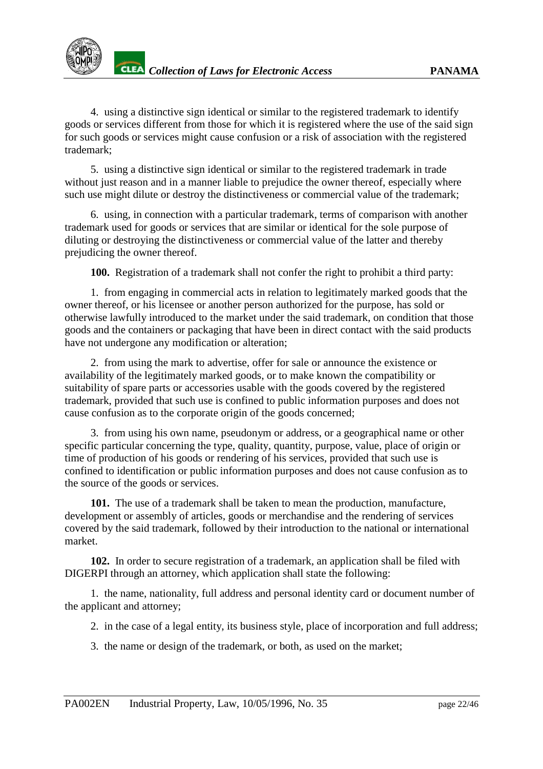4. using a distinctive sign identical or similar to the registered trademark to identify goods or services different from those for which it is registered where the use of the said sign for such goods or services might cause confusion or a risk of association with the registered trademark;

5. using a distinctive sign identical or similar to the registered trademark in trade without just reason and in a manner liable to prejudice the owner thereof, especially where such use might dilute or destroy the distinctiveness or commercial value of the trademark;

6. using, in connection with a particular trademark, terms of comparison with another trademark used for goods or services that are similar or identical for the sole purpose of diluting or destroying the distinctiveness or commercial value of the latter and thereby prejudicing the owner thereof.

**100.** Registration of a trademark shall not confer the right to prohibit a third party:

1. from engaging in commercial acts in relation to legitimately marked goods that the owner thereof, or his licensee or another person authorized for the purpose, has sold or otherwise lawfully introduced to the market under the said trademark, on condition that those goods and the containers or packaging that have been in direct contact with the said products have not undergone any modification or alteration;

2. from using the mark to advertise, offer for sale or announce the existence or availability of the legitimately marked goods, or to make known the compatibility or suitability of spare parts or accessories usable with the goods covered by the registered trademark, provided that such use is confined to public information purposes and does not cause confusion as to the corporate origin of the goods concerned;

3. from using his own name, pseudonym or address, or a geographical name or other specific particular concerning the type, quality, quantity, purpose, value, place of origin or time of production of his goods or rendering of his services, provided that such use is confined to identification or public information purposes and does not cause confusion as to the source of the goods or services.

**101.** The use of a trademark shall be taken to mean the production, manufacture, development or assembly of articles, goods or merchandise and the rendering of services covered by the said trademark, followed by their introduction to the national or international market.

**102.** In order to secure registration of a trademark, an application shall be filed with DIGERPI through an attorney, which application shall state the following:

1. the name, nationality, full address and personal identity card or document number of the applicant and attorney;

2. in the case of a legal entity, its business style, place of incorporation and full address;

3. the name or design of the trademark, or both, as used on the market;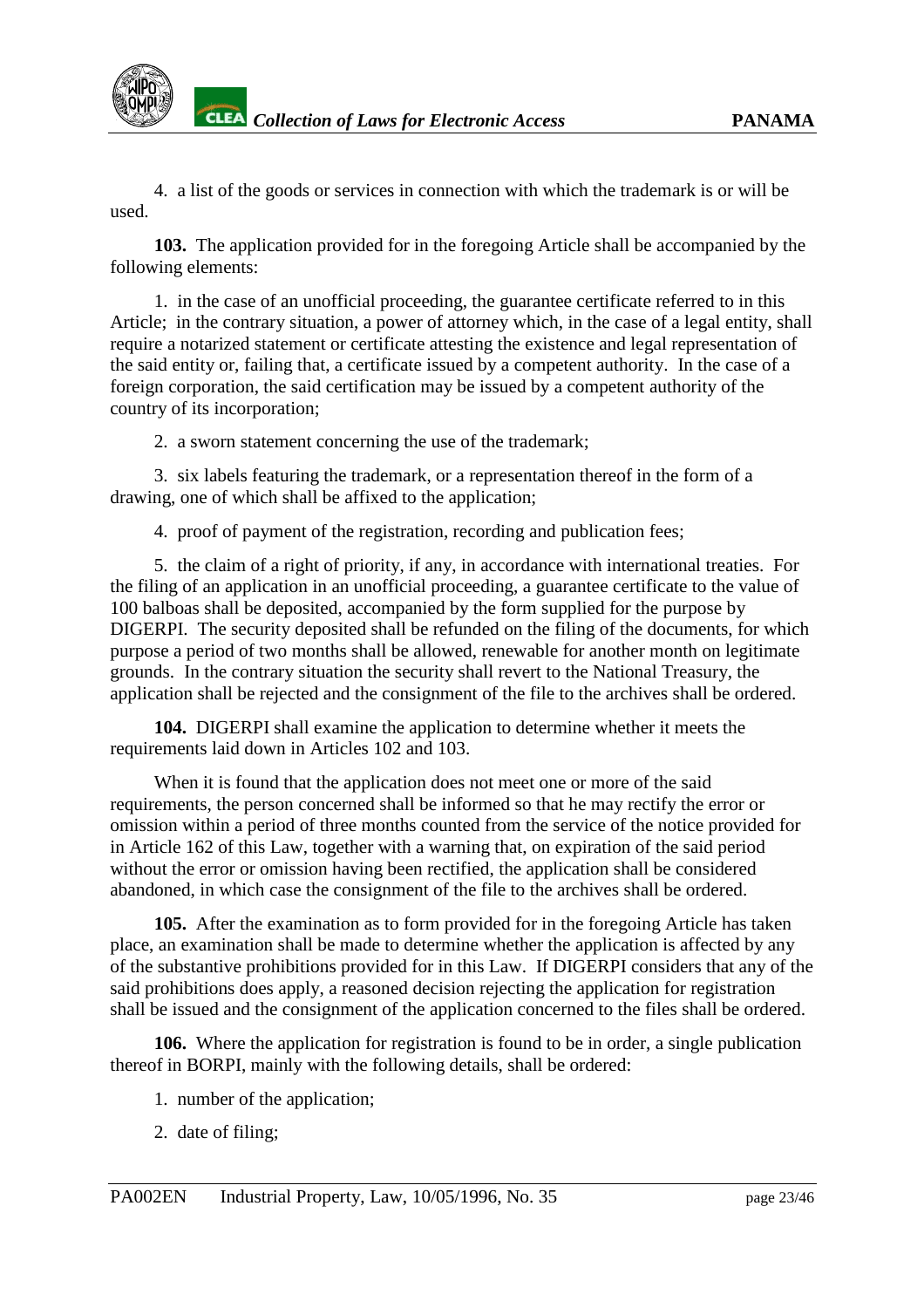4. a list of the goods or services in connection with which the trademark is or will be used.

**103.** The application provided for in the foregoing Article shall be accompanied by the following elements:

1. in the case of an unofficial proceeding, the guarantee certificate referred to in this Article; in the contrary situation, a power of attorney which, in the case of a legal entity, shall require a notarized statement or certificate attesting the existence and legal representation of the said entity or, failing that, a certificate issued by a competent authority. In the case of a foreign corporation, the said certification may be issued by a competent authority of the country of its incorporation;

2. a sworn statement concerning the use of the trademark;

3. six labels featuring the trademark, or a representation thereof in the form of a drawing, one of which shall be affixed to the application;

4. proof of payment of the registration, recording and publication fees;

5. the claim of a right of priority, if any, in accordance with international treaties. For the filing of an application in an unofficial proceeding, a guarantee certificate to the value of 100 balboas shall be deposited, accompanied by the form supplied for the purpose by DIGERPI. The security deposited shall be refunded on the filing of the documents, for which purpose a period of two months shall be allowed, renewable for another month on legitimate grounds. In the contrary situation the security shall revert to the National Treasury, the application shall be rejected and the consignment of the file to the archives shall be ordered.

**104.** DIGERPI shall examine the application to determine whether it meets the requirements laid down in Articles 102 and 103.

When it is found that the application does not meet one or more of the said requirements, the person concerned shall be informed so that he may rectify the error or omission within a period of three months counted from the service of the notice provided for in Article 162 of this Law, together with a warning that, on expiration of the said period without the error or omission having been rectified, the application shall be considered abandoned, in which case the consignment of the file to the archives shall be ordered.

**105.** After the examination as to form provided for in the foregoing Article has taken place, an examination shall be made to determine whether the application is affected by any of the substantive prohibitions provided for in this Law. If DIGERPI considers that any of the said prohibitions does apply, a reasoned decision rejecting the application for registration shall be issued and the consignment of the application concerned to the files shall be ordered.

**106.** Where the application for registration is found to be in order, a single publication thereof in BORPI, mainly with the following details, shall be ordered:

1. number of the application;

2. date of filing;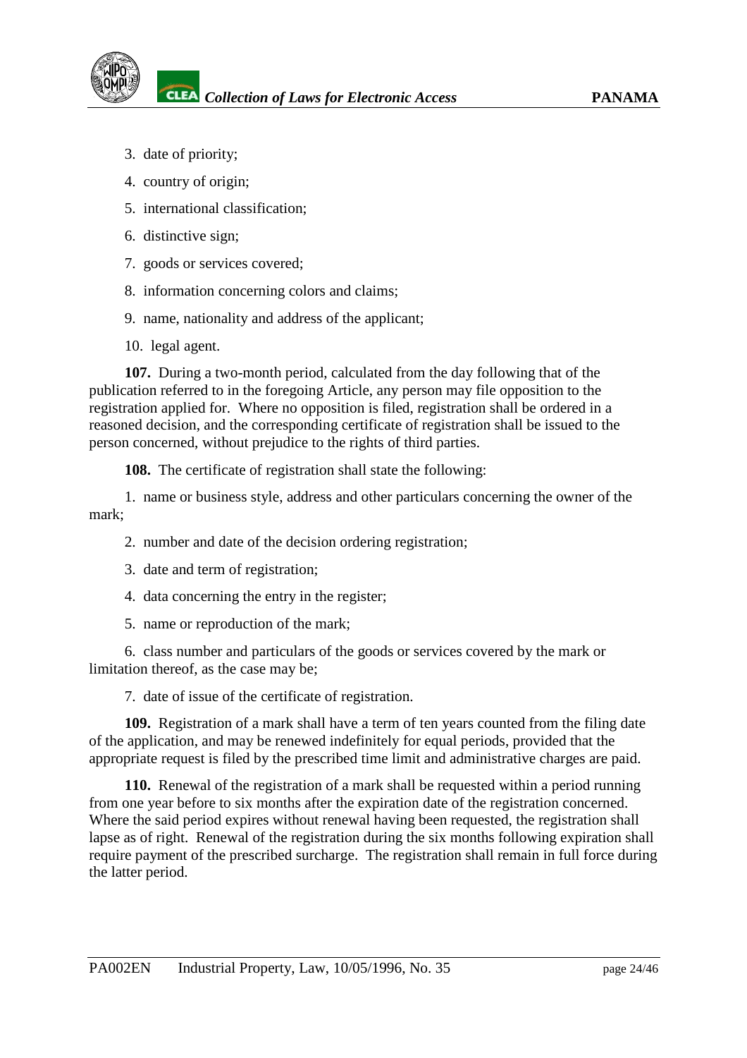3. date of priority;

4. country of origin;

5. international classification;

6. distinctive sign;

7. goods or services covered;

8. information concerning colors and claims;

9. name, nationality and address of the applicant;

10. legal agent.

**107.** During a two-month period, calculated from the day following that of the publication referred to in the foregoing Article, any person may file opposition to the registration applied for. Where no opposition is filed, registration shall be ordered in a reasoned decision, and the corresponding certificate of registration shall be issued to the person concerned, without prejudice to the rights of third parties.

**108.** The certificate of registration shall state the following:

1. name or business style, address and other particulars concerning the owner of the mark;

2. number and date of the decision ordering registration;

3. date and term of registration;

4. data concerning the entry in the register;

5. name or reproduction of the mark;

6. class number and particulars of the goods or services covered by the mark or limitation thereof, as the case may be;

7. date of issue of the certificate of registration.

**109.** Registration of a mark shall have a term of ten years counted from the filing date of the application, and may be renewed indefinitely for equal periods, provided that the appropriate request is filed by the prescribed time limit and administrative charges are paid.

**110.** Renewal of the registration of a mark shall be requested within a period running from one year before to six months after the expiration date of the registration concerned. Where the said period expires without renewal having been requested, the registration shall lapse as of right. Renewal of the registration during the six months following expiration shall require payment of the prescribed surcharge. The registration shall remain in full force during the latter period.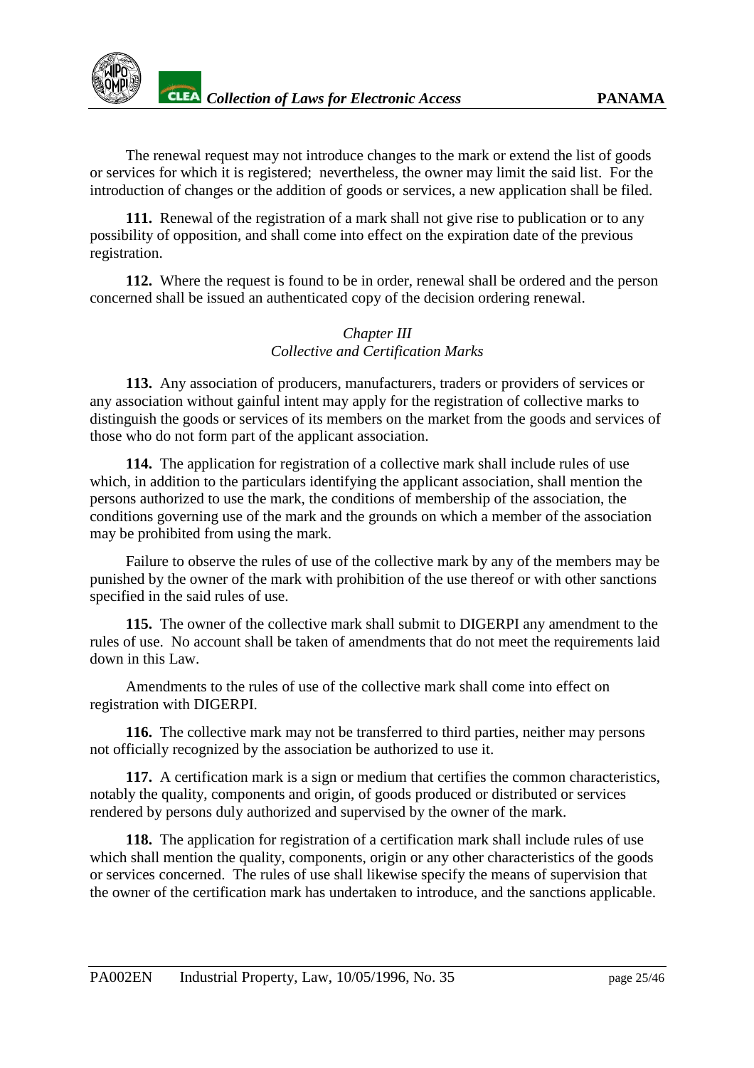The renewal request may not introduce changes to the mark or extend the list of goods or services for which it is registered; nevertheless, the owner may limit the said list. For the introduction of changes or the addition of goods or services, a new application shall be filed.

**111.** Renewal of the registration of a mark shall not give rise to publication or to any possibility of opposition, and shall come into effect on the expiration date of the previous registration.

**112.** Where the request is found to be in order, renewal shall be ordered and the person concerned shall be issued an authenticated copy of the decision ordering renewal.

*Chapter III*
*Collective and Certification Marks*

**113.** Any association of producers, manufacturers, traders or providers of services or any association without gainful intent may apply for the registration of collective marks to distinguish the goods or services of its members on the market from the goods and services of those who do not form part of the applicant association.

**114.** The application for registration of a collective mark shall include rules of use which, in addition to the particulars identifying the applicant association, shall mention the persons authorized to use the mark, the conditions of membership of the association, the conditions governing use of the mark and the grounds on which a member of the association may be prohibited from using the mark.

Failure to observe the rules of use of the collective mark by any of the members may be punished by the owner of the mark with prohibition of the use thereof or with other sanctions specified in the said rules of use.

**115.** The owner of the collective mark shall submit to DIGERPI any amendment to the rules of use. No account shall be taken of amendments that do not meet the requirements laid down in this Law.

Amendments to the rules of use of the collective mark shall come into effect on registration with DIGERPI.

**116.** The collective mark may not be transferred to third parties, neither may persons not officially recognized by the association be authorized to use it.

**117.** A certification mark is a sign or medium that certifies the common characteristics, notably the quality, components and origin, of goods produced or distributed or services rendered by persons duly authorized and supervised by the owner of the mark.

**118.** The application for registration of a certification mark shall include rules of use which shall mention the quality, components, origin or any other characteristics of the goods or services concerned. The rules of use shall likewise specify the means of supervision that the owner of the certification mark has undertaken to introduce, and the sanctions applicable.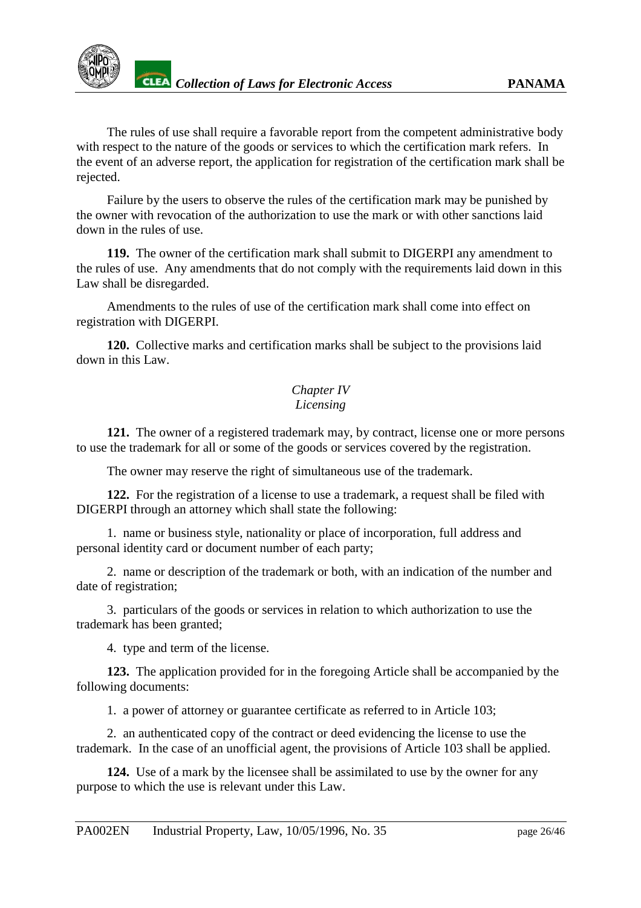The rules of use shall require a favorable report from the competent administrative body with respect to the nature of the goods or services to which the certification mark refers. In the event of an adverse report, the application for registration of the certification mark shall be rejected.

Failure by the users to observe the rules of the certification mark may be punished by the owner with revocation of the authorization to use the mark or with other sanctions laid down in the rules of use.

**119.** The owner of the certification mark shall submit to DIGERPI any amendment to the rules of use. Any amendments that do not comply with the requirements laid down in this Law shall be disregarded.

Amendments to the rules of use of the certification mark shall come into effect on registration with DIGERPI.

**120.** Collective marks and certification marks shall be subject to the provisions laid down in this Law.

## *Chapter IV*
## *Licensing*

**121.** The owner of a registered trademark may, by contract, license one or more persons to use the trademark for all or some of the goods or services covered by the registration.

The owner may reserve the right of simultaneous use of the trademark.

**122.** For the registration of a license to use a trademark, a request shall be filed with DIGERPI through an attorney which shall state the following:

1. name or business style, nationality or place of incorporation, full address and personal identity card or document number of each party;

2. name or description of the trademark or both, with an indication of the number and date of registration;

3. particulars of the goods or services in relation to which authorization to use the trademark has been granted;

4. type and term of the license.

**123.** The application provided for in the foregoing Article shall be accompanied by the following documents:

1. a power of attorney or guarantee certificate as referred to in Article 103;

2. an authenticated copy of the contract or deed evidencing the license to use the trademark. In the case of an unofficial agent, the provisions of Article 103 shall be applied.

**124.** Use of a mark by the licensee shall be assimilated to use by the owner for any purpose to which the use is relevant under this Law.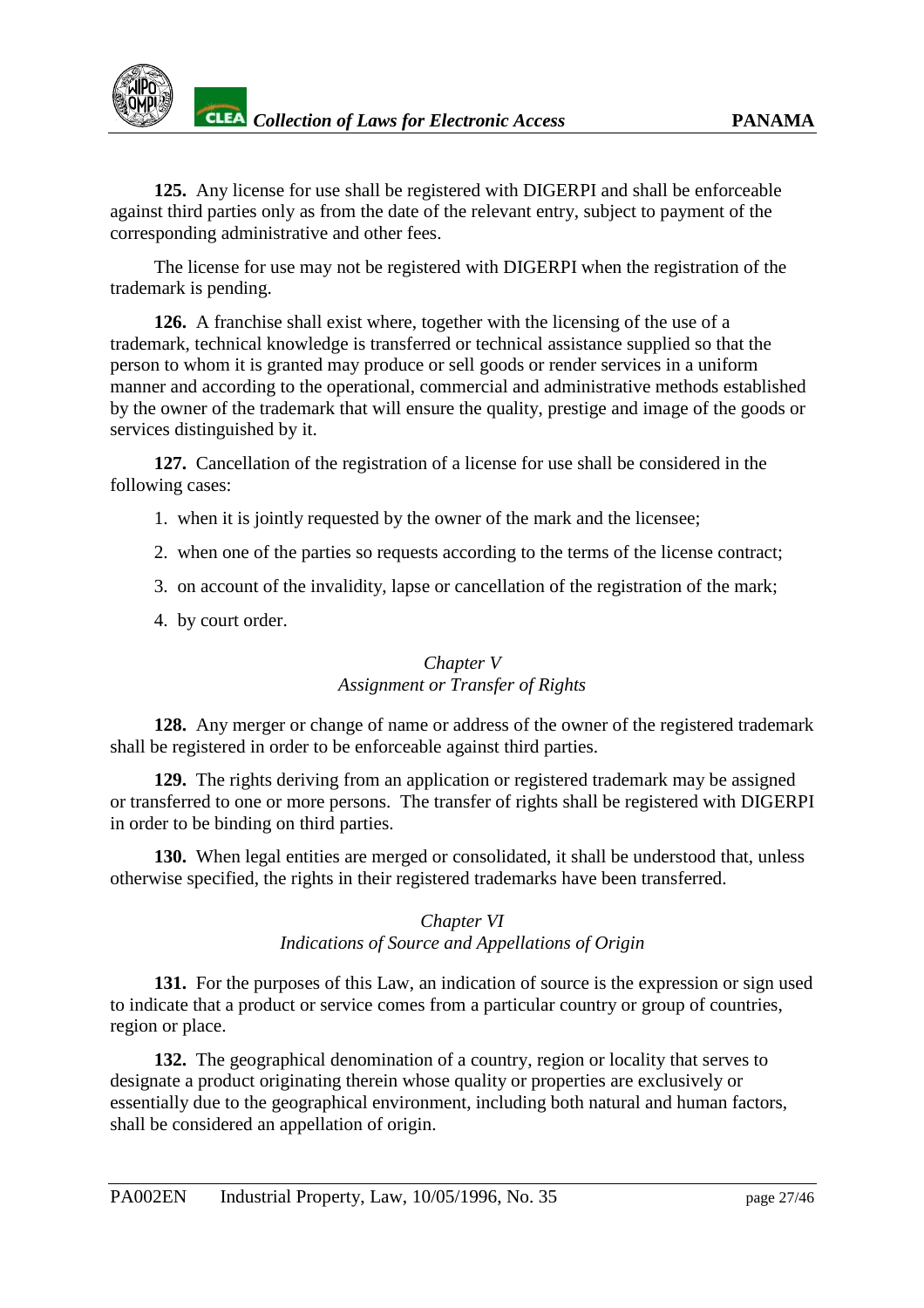**125.** Any license for use shall be registered with DIGERPI and shall be enforceable against third parties only as from the date of the relevant entry, subject to payment of the corresponding administrative and other fees.

The license for use may not be registered with DIGERPI when the registration of the trademark is pending.

**126.** A franchise shall exist where, together with the licensing of the use of a trademark, technical knowledge is transferred or technical assistance supplied so that the person to whom it is granted may produce or sell goods or render services in a uniform manner and according to the operational, commercial and administrative methods established by the owner of the trademark that will ensure the quality, prestige and image of the goods or services distinguished by it.

**127.** Cancellation of the registration of a license for use shall be considered in the following cases:

1. when it is jointly requested by the owner of the mark and the licensee;
2. when one of the parties so requests according to the terms of the license contract;
3. on account of the invalidity, lapse or cancellation of the registration of the mark;
4. by court order.

## *Chapter V*
## *Assignment or Transfer of Rights*

**128.** Any merger or change of name or address of the owner of the registered trademark shall be registered in order to be enforceable against third parties.

**129.** The rights deriving from an application or registered trademark may be assigned or transferred to one or more persons. The transfer of rights shall be registered with DIGERPI in order to be binding on third parties.

**130.** When legal entities are merged or consolidated, it shall be understood that, unless otherwise specified, the rights in their registered trademarks have been transferred.

## *Chapter VI*
## *Indications of Source and Appellations of Origin*

**131.** For the purposes of this Law, an indication of source is the expression or sign used to indicate that a product or service comes from a particular country or group of countries, region or place.

**132.** The geographical denomination of a country, region or locality that serves to designate a product originating therein whose quality or properties are exclusively or essentially due to the geographical environment, including both natural and human factors, shall be considered an appellation of origin.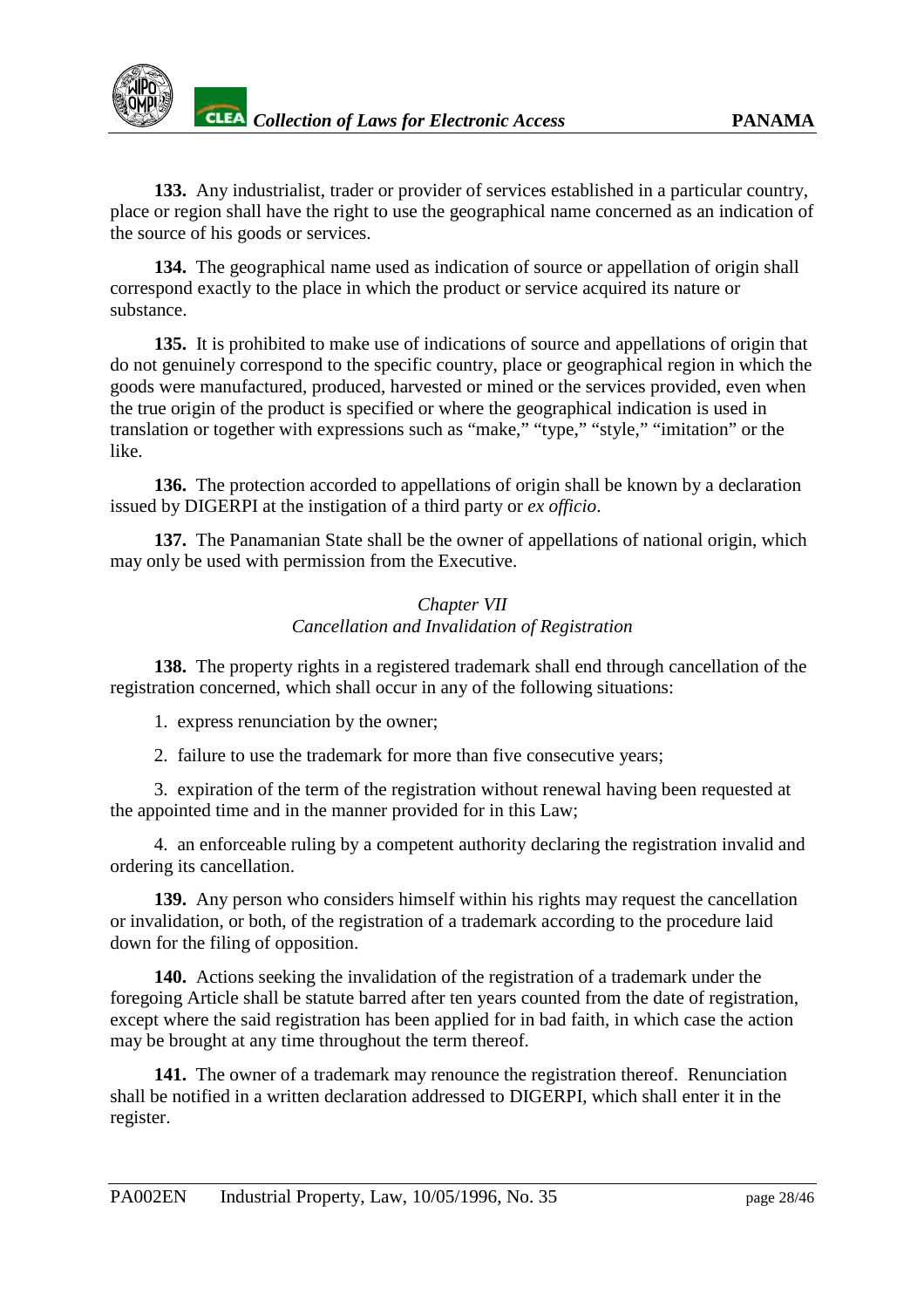**133.** Any industrialist, trader or provider of services established in a particular country, place or region shall have the right to use the geographical name concerned as an indication of the source of his goods or services.

**134.** The geographical name used as indication of source or appellation of origin shall correspond exactly to the place in which the product or service acquired its nature or substance.

**135.** It is prohibited to make use of indications of source and appellations of origin that do not genuinely correspond to the specific country, place or geographical region in which the goods were manufactured, produced, harvested or mined or the services provided, even when the true origin of the product is specified or where the geographical indication is used in translation or together with expressions such as "make," "type," "style," "imitation" or the like.

**136.** The protection accorded to appellations of origin shall be known by a declaration issued by DIGERPI at the instigation of a third party or *ex officio*.

**137.** The Panamanian State shall be the owner of appellations of national origin, which may only be used with permission from the Executive.

## *Chapter VII*
## *Cancellation and Invalidation of Registration*

**138.** The property rights in a registered trademark shall end through cancellation of the registration concerned, which shall occur in any of the following situations:

1. express renunciation by the owner;
2. failure to use the trademark for more than five consecutive years;
3. expiration of the term of the registration without renewal having been requested at the appointed time and in the manner provided for in this Law;
4. an enforceable ruling by a competent authority declaring the registration invalid and ordering its cancellation.

**139.** Any person who considers himself within his rights may request the cancellation or invalidation, or both, of the registration of a trademark according to the procedure laid down for the filing of opposition.

**140.** Actions seeking the invalidation of the registration of a trademark under the foregoing Article shall be statute barred after ten years counted from the date of registration, except where the said registration has been applied for in bad faith, in which case the action may be brought at any time throughout the term thereof.

**141.** The owner of a trademark may renounce the registration thereof. Renunciation shall be notified in a written declaration addressed to DIGERPI, which shall enter it in the register.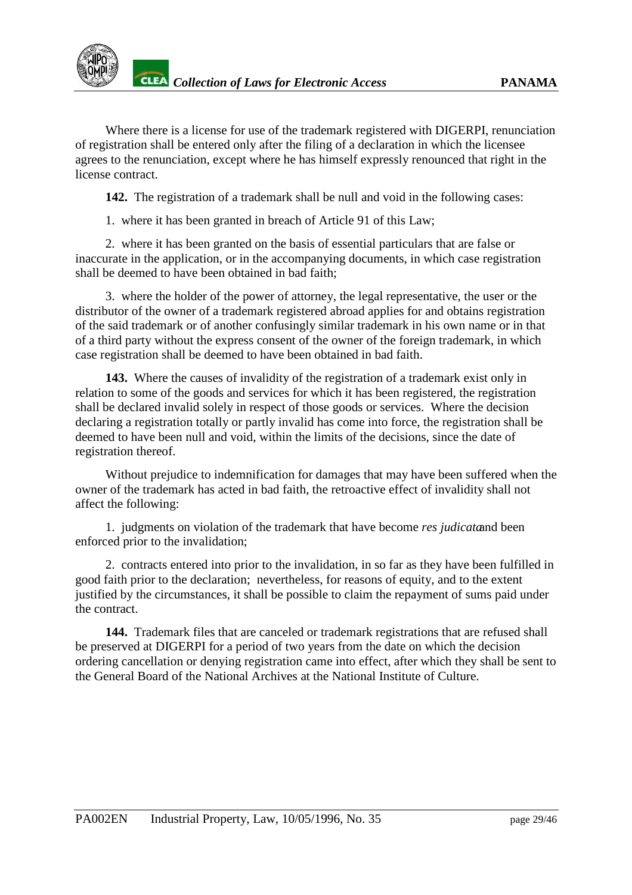Where there is a license for use of the trademark registered with DIGERPI, renunciation of registration shall be entered only after the filing of a declaration in which the licensee agrees to the renunciation, except where he has himself expressly renounced that right in the license contract.

**142.** The registration of a trademark shall be null and void in the following cases:

1. where it has been granted in breach of Article 91 of this Law;

2. where it has been granted on the basis of essential particulars that are false or inaccurate in the application, or in the accompanying documents, in which case registration shall be deemed to have been obtained in bad faith;

3. where the holder of the power of attorney, the legal representative, the user or the distributor of the owner of a trademark registered abroad applies for and obtains registration of the said trademark or of another confusingly similar trademark in his own name or in that of a third party without the express consent of the owner of the foreign trademark, in which case registration shall be deemed to have been obtained in bad faith.

**143.** Where the causes of invalidity of the registration of a trademark exist only in relation to some of the goods and services for which it has been registered, the registration shall be declared invalid solely in respect of those goods or services. Where the decision declaring a registration totally or partly invalid has come into force, the registration shall be deemed to have been null and void, within the limits of the decisions, since the date of registration thereof.

Without prejudice to indemnification for damages that may have been suffered when the owner of the trademark has acted in bad faith, the retroactive effect of invalidity shall not affect the following:

1. judgments on violation of the trademark that have become *res judicata* and been enforced prior to the invalidation;

2. contracts entered into prior to the invalidation, in so far as they have been fulfilled in good faith prior to the declaration; nevertheless, for reasons of equity, and to the extent justified by the circumstances, it shall be possible to claim the repayment of sums paid under the contract.

**144.** Trademark files that are canceled or trademark registrations that are refused shall be preserved at DIGERPI for a period of two years from the date on which the decision ordering cancellation or denying registration came into effect, after which they shall be sent to the General Board of the National Archives at the National Institute of Culture.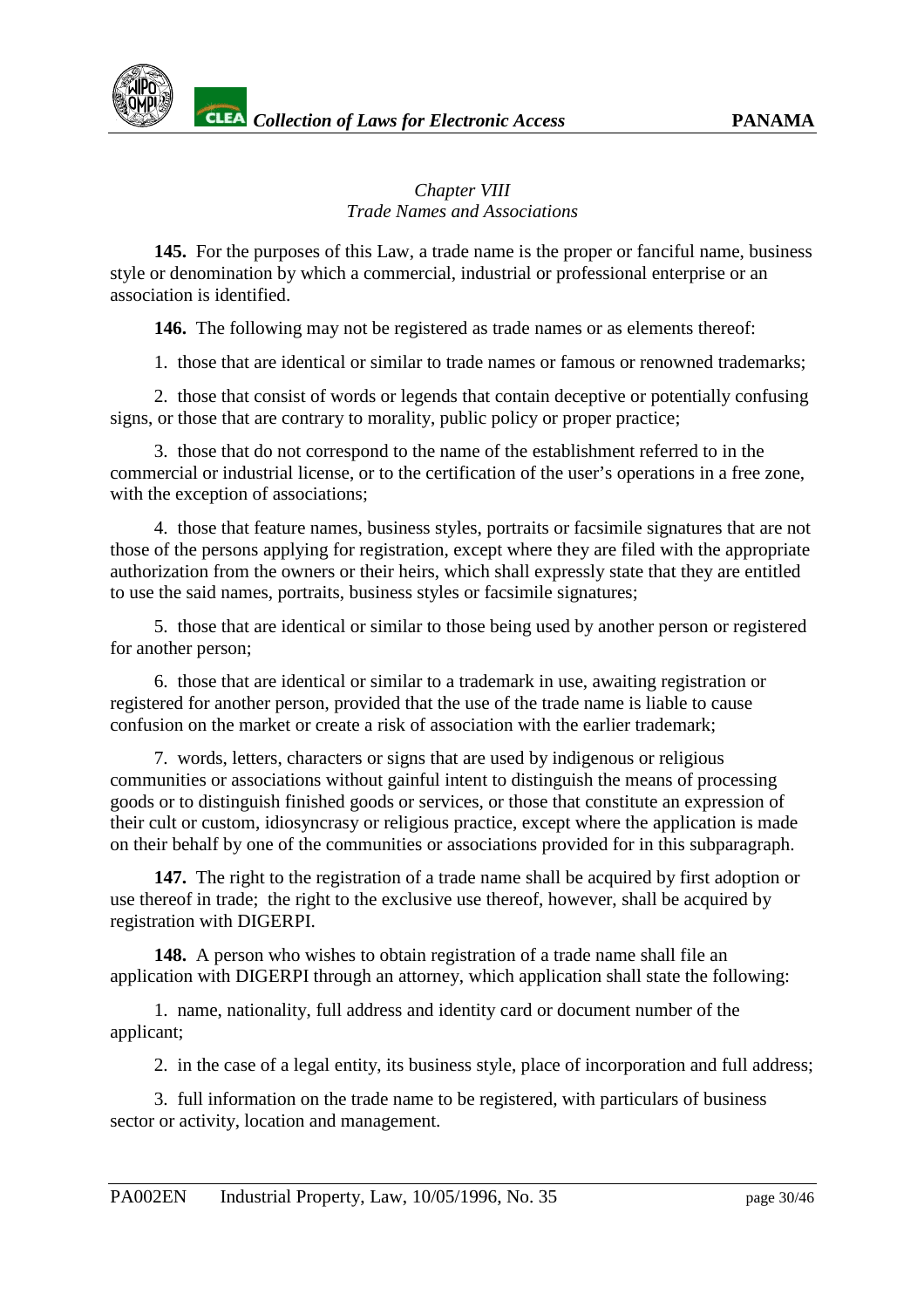*Chapter VIII*
*Trade Names and Associations*

**145.** For the purposes of this Law, a trade name is the proper or fanciful name, business style or denomination by which a commercial, industrial or professional enterprise or an association is identified.

**146.** The following may not be registered as trade names or as elements thereof:

1. those that are identical or similar to trade names or famous or renowned trademarks;

2. those that consist of words or legends that contain deceptive or potentially confusing signs, or those that are contrary to morality, public policy or proper practice;

3. those that do not correspond to the name of the establishment referred to in the commercial or industrial license, or to the certification of the user's operations in a free zone, with the exception of associations;

4. those that feature names, business styles, portraits or facsimile signatures that are not those of the persons applying for registration, except where they are filed with the appropriate authorization from the owners or their heirs, which shall expressly state that they are entitled to use the said names, portraits, business styles or facsimile signatures;

5. those that are identical or similar to those being used by another person or registered for another person;

6. those that are identical or similar to a trademark in use, awaiting registration or registered for another person, provided that the use of the trade name is liable to cause confusion on the market or create a risk of association with the earlier trademark;

7. words, letters, characters or signs that are used by indigenous or religious communities or associations without gainful intent to distinguish the means of processing goods or to distinguish finished goods or services, or those that constitute an expression of their cult or custom, idiosyncrasy or religious practice, except where the application is made on their behalf by one of the communities or associations provided for in this subparagraph.

**147.** The right to the registration of a trade name shall be acquired by first adoption or use thereof in trade; the right to the exclusive use thereof, however, shall be acquired by registration with DIGERPI.

**148.** A person who wishes to obtain registration of a trade name shall file an application with DIGERPI through an attorney, which application shall state the following:

1. name, nationality, full address and identity card or document number of the applicant;

2. in the case of a legal entity, its business style, place of incorporation and full address;

3. full information on the trade name to be registered, with particulars of business sector or activity, location and management.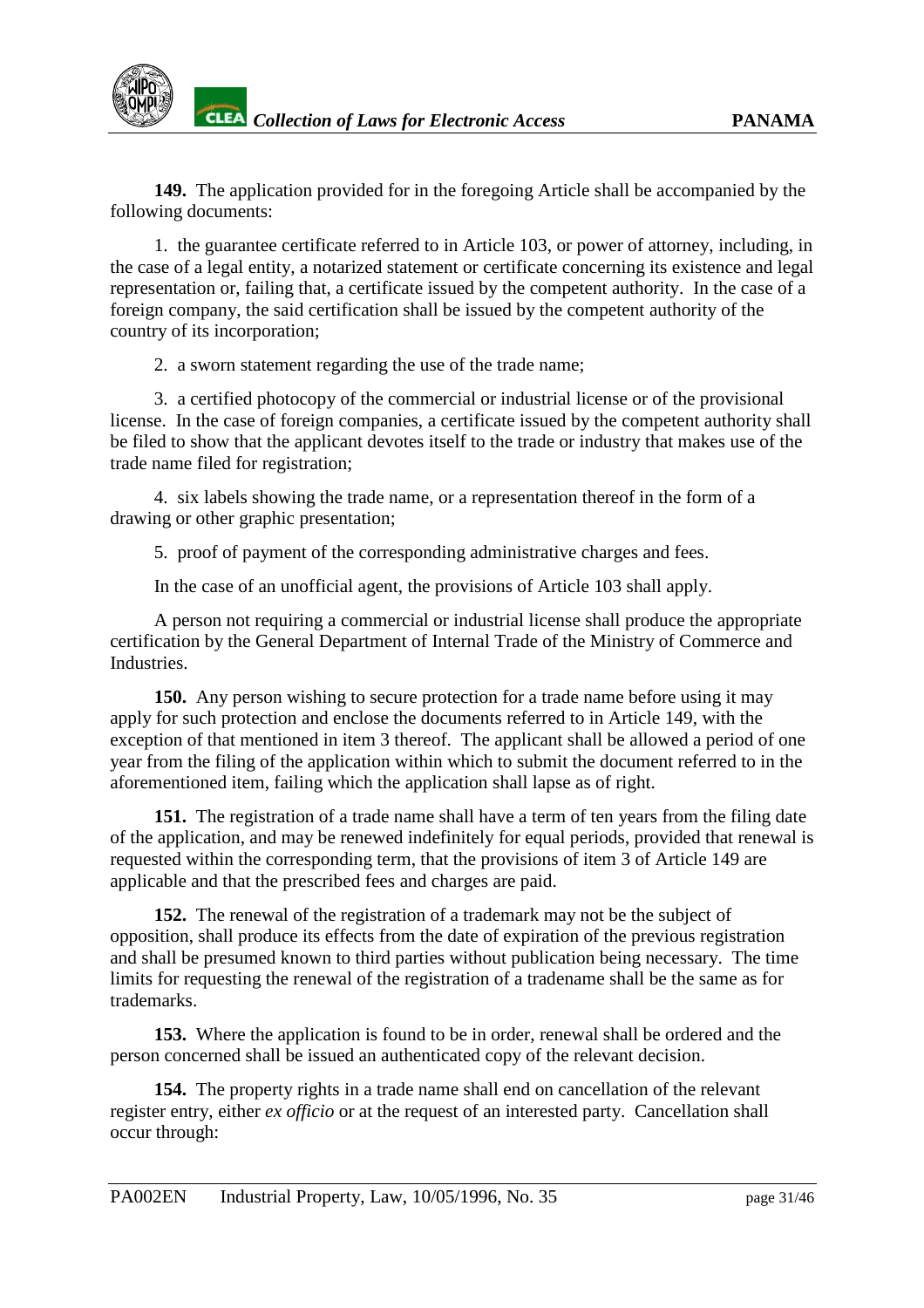**149.** The application provided for in the foregoing Article shall be accompanied by the following documents:

1. the guarantee certificate referred to in Article 103, or power of attorney, including, in the case of a legal entity, a notarized statement or certificate concerning its existence and legal representation or, failing that, a certificate issued by the competent authority. In the case of a foreign company, the said certification shall be issued by the competent authority of the country of its incorporation;

2. a sworn statement regarding the use of the trade name;

3. a certified photocopy of the commercial or industrial license or of the provisional license. In the case of foreign companies, a certificate issued by the competent authority shall be filed to show that the applicant devotes itself to the trade or industry that makes use of the trade name filed for registration;

4. six labels showing the trade name, or a representation thereof in the form of a drawing or other graphic presentation;

5. proof of payment of the corresponding administrative charges and fees.

In the case of an unofficial agent, the provisions of Article 103 shall apply.

A person not requiring a commercial or industrial license shall produce the appropriate certification by the General Department of Internal Trade of the Ministry of Commerce and Industries.

**150.** Any person wishing to secure protection for a trade name before using it may apply for such protection and enclose the documents referred to in Article 149, with the exception of that mentioned in item 3 thereof. The applicant shall be allowed a period of one year from the filing of the application within which to submit the document referred to in the aforementioned item, failing which the application shall lapse as of right.

**151.** The registration of a trade name shall have a term of ten years from the filing date of the application, and may be renewed indefinitely for equal periods, provided that renewal is requested within the corresponding term, that the provisions of item 3 of Article 149 are applicable and that the prescribed fees and charges are paid.

**152.** The renewal of the registration of a trademark may not be the subject of opposition, shall produce its effects from the date of expiration of the previous registration and shall be presumed known to third parties without publication being necessary. The time limits for requesting the renewal of the registration of a tradename shall be the same as for trademarks.

**153.** Where the application is found to be in order, renewal shall be ordered and the person concerned shall be issued an authenticated copy of the relevant decision.

**154.** The property rights in a trade name shall end on cancellation of the relevant register entry, either *ex officio* or at the request of an interested party. Cancellation shall occur through: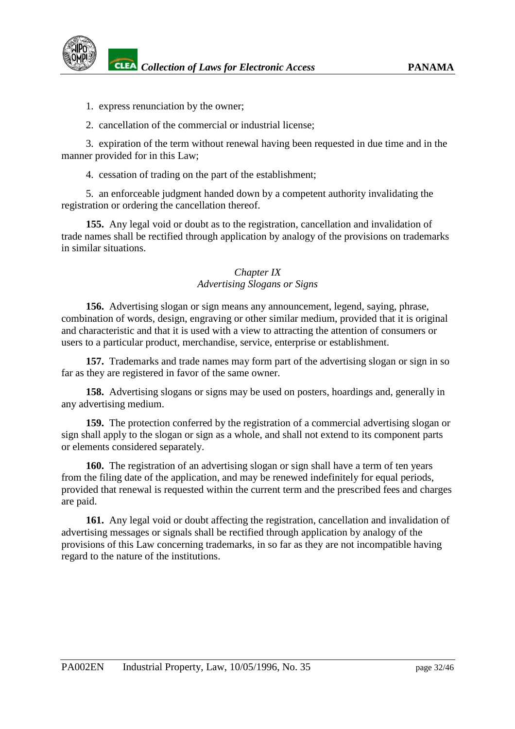1. express renunciation by the owner;

2. cancellation of the commercial or industrial license;

3. expiration of the term without renewal having been requested in due time and in the manner provided for in this Law;

4. cessation of trading on the part of the establishment;

5. an enforceable judgment handed down by a competent authority invalidating the registration or ordering the cancellation thereof.

**155.** Any legal void or doubt as to the registration, cancellation and invalidation of trade names shall be rectified through application by analogy of the provisions on trademarks in similar situations.

## *Chapter IX*
## *Advertising Slogans or Signs*

**156.** Advertising slogan or sign means any announcement, legend, saying, phrase, combination of words, design, engraving or other similar medium, provided that it is original and characteristic and that it is used with a view to attracting the attention of consumers or users to a particular product, merchandise, service, enterprise or establishment.

**157.** Trademarks and trade names may form part of the advertising slogan or sign in so far as they are registered in favor of the same owner.

**158.** Advertising slogans or signs may be used on posters, hoardings and, generally in any advertising medium.

**159.** The protection conferred by the registration of a commercial advertising slogan or sign shall apply to the slogan or sign as a whole, and shall not extend to its component parts or elements considered separately.

**160.** The registration of an advertising slogan or sign shall have a term of ten years from the filing date of the application, and may be renewed indefinitely for equal periods, provided that renewal is requested within the current term and the prescribed fees and charges are paid.

**161.** Any legal void or doubt affecting the registration, cancellation and invalidation of advertising messages or signals shall be rectified through application by analogy of the provisions of this Law concerning trademarks, in so far as they are not incompatible having regard to the nature of the institutions.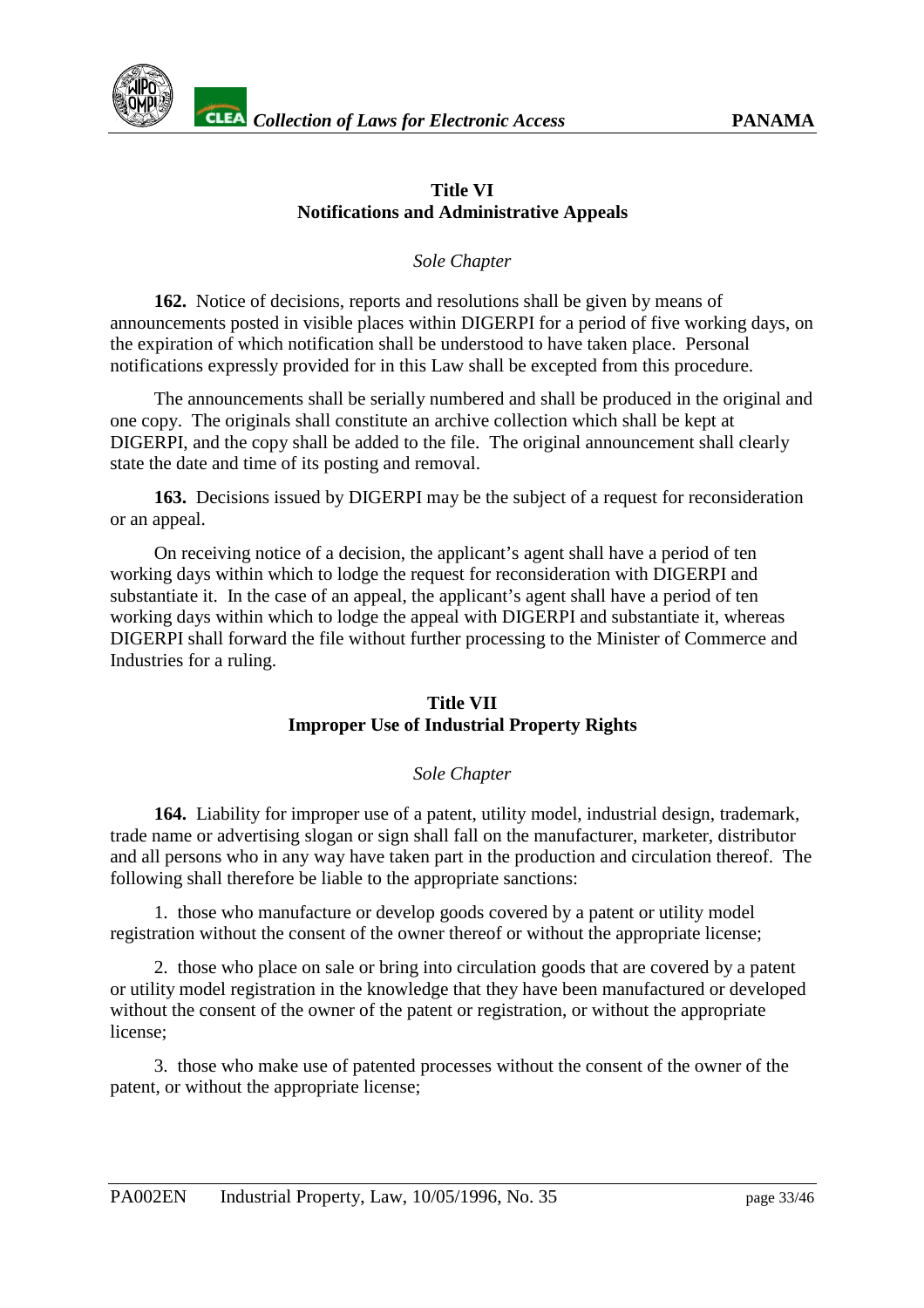## Title VI
## Notifications and Administrative Appeals

*Sole Chapter*

**162.** Notice of decisions, reports and resolutions shall be given by means of announcements posted in visible places within DIGERPI for a period of five working days, on the expiration of which notification shall be understood to have taken place. Personal notifications expressly provided for in this Law shall be excepted from this procedure.

The announcements shall be serially numbered and shall be produced in the original and one copy. The originals shall constitute an archive collection which shall be kept at DIGERPI, and the copy shall be added to the file. The original announcement shall clearly state the date and time of its posting and removal.

**163.** Decisions issued by DIGERPI may be the subject of a request for reconsideration or an appeal.

On receiving notice of a decision, the applicant's agent shall have a period of ten working days within which to lodge the request for reconsideration with DIGERPI and substantiate it. In the case of an appeal, the applicant's agent shall have a period of ten working days within which to lodge the appeal with DIGERPI and substantiate it, whereas DIGERPI shall forward the file without further processing to the Minister of Commerce and Industries for a ruling.

## Title VII
## Improper Use of Industrial Property Rights

*Sole Chapter*

**164.** Liability for improper use of a patent, utility model, industrial design, trademark, trade name or advertising slogan or sign shall fall on the manufacturer, marketer, distributor and all persons who in any way have taken part in the production and circulation thereof. The following shall therefore be liable to the appropriate sanctions:

1. those who manufacture or develop goods covered by a patent or utility model registration without the consent of the owner thereof or without the appropriate license;

2. those who place on sale or bring into circulation goods that are covered by a patent or utility model registration in the knowledge that they have been manufactured or developed without the consent of the owner of the patent or registration, or without the appropriate license;

3. those who make use of patented processes without the consent of the owner of the patent, or without the appropriate license;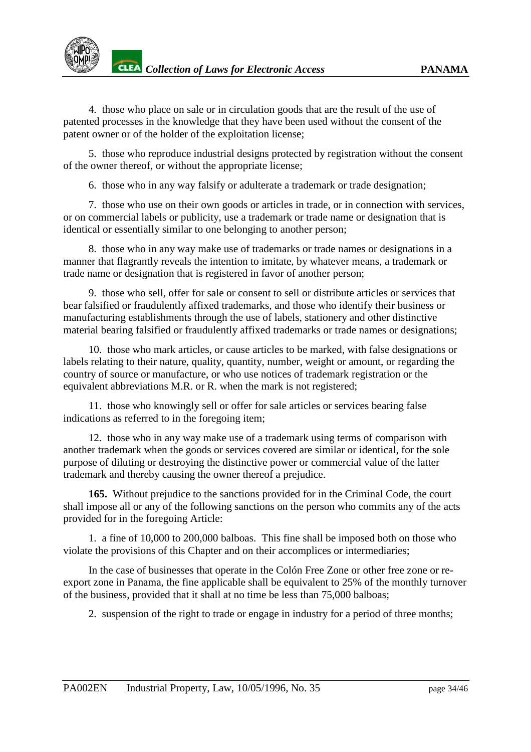4. those who place on sale or in circulation goods that are the result of the use of patented processes in the knowledge that they have been used without the consent of the patent owner or of the holder of the exploitation license;

5. those who reproduce industrial designs protected by registration without the consent of the owner thereof, or without the appropriate license;

6. those who in any way falsify or adulterate a trademark or trade designation;

7. those who use on their own goods or articles in trade, or in connection with services, or on commercial labels or publicity, use a trademark or trade name or designation that is identical or essentially similar to one belonging to another person;

8. those who in any way make use of trademarks or trade names or designations in a manner that flagrantly reveals the intention to imitate, by whatever means, a trademark or trade name or designation that is registered in favor of another person;

9. those who sell, offer for sale or consent to sell or distribute articles or services that bear falsified or fraudulently affixed trademarks, and those who identify their business or manufacturing establishments through the use of labels, stationery and other distinctive material bearing falsified or fraudulently affixed trademarks or trade names or designations;

10. those who mark articles, or cause articles to be marked, with false designations or labels relating to their nature, quality, quantity, number, weight or amount, or regarding the country of source or manufacture, or who use notices of trademark registration or the equivalent abbreviations M.R. or R. when the mark is not registered;

11. those who knowingly sell or offer for sale articles or services bearing false indications as referred to in the foregoing item;

12. those who in any way make use of a trademark using terms of comparison with another trademark when the goods or services covered are similar or identical, for the sole purpose of diluting or destroying the distinctive power or commercial value of the latter trademark and thereby causing the owner thereof a prejudice.

**165.** Without prejudice to the sanctions provided for in the Criminal Code, the court shall impose all or any of the following sanctions on the person who commits any of the acts provided for in the foregoing Article:

1. a fine of 10,000 to 200,000 balboas. This fine shall be imposed both on those who violate the provisions of this Chapter and on their accomplices or intermediaries;

In the case of businesses that operate in the Colón Free Zone or other free zone or re-export zone in Panama, the fine applicable shall be equivalent to 25% of the monthly turnover of the business, provided that it shall at no time be less than 75,000 balboas;

2. suspension of the right to trade or engage in industry for a period of three months;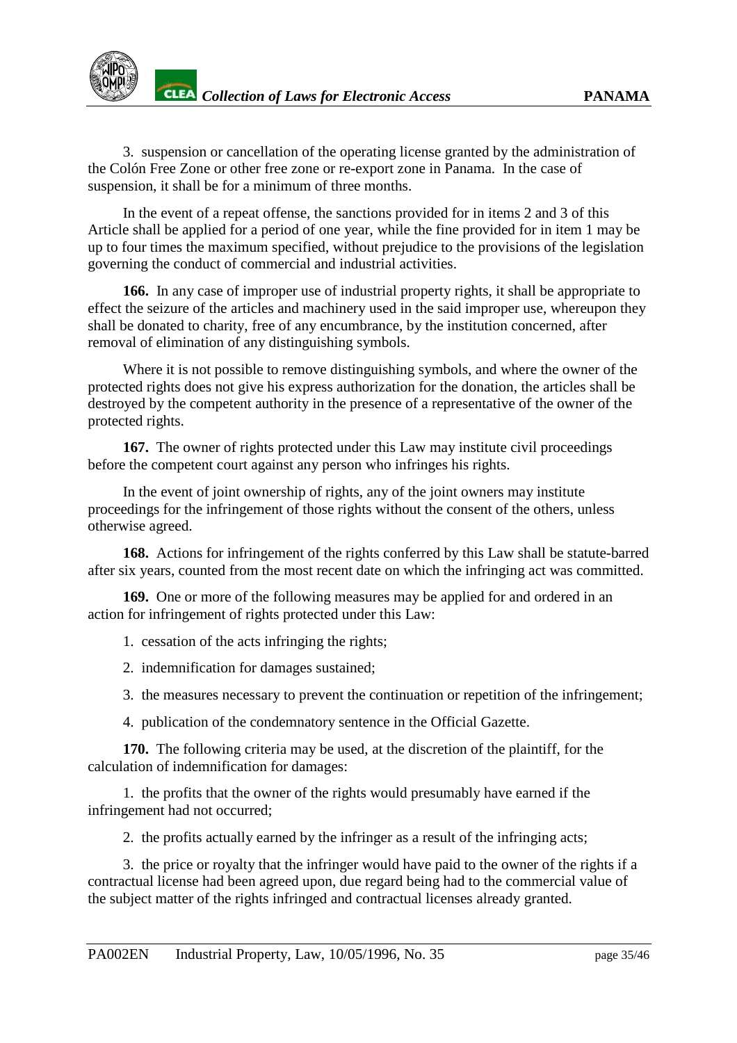3. suspension or cancellation of the operating license granted by the administration of the Colón Free Zone or other free zone or re-export zone in Panama. In the case of suspension, it shall be for a minimum of three months.

In the event of a repeat offense, the sanctions provided for in items 2 and 3 of this Article shall be applied for a period of one year, while the fine provided for in item 1 may be up to four times the maximum specified, without prejudice to the provisions of the legislation governing the conduct of commercial and industrial activities.

**166.** In any case of improper use of industrial property rights, it shall be appropriate to effect the seizure of the articles and machinery used in the said improper use, whereupon they shall be donated to charity, free of any encumbrance, by the institution concerned, after removal of elimination of any distinguishing symbols.

Where it is not possible to remove distinguishing symbols, and where the owner of the protected rights does not give his express authorization for the donation, the articles shall be destroyed by the competent authority in the presence of a representative of the owner of the protected rights.

**167.** The owner of rights protected under this Law may institute civil proceedings before the competent court against any person who infringes his rights.

In the event of joint ownership of rights, any of the joint owners may institute proceedings for the infringement of those rights without the consent of the others, unless otherwise agreed.

**168.** Actions for infringement of the rights conferred by this Law shall be statute-barred after six years, counted from the most recent date on which the infringing act was committed.

**169.** One or more of the following measures may be applied for and ordered in an action for infringement of rights protected under this Law:

1. cessation of the acts infringing the rights;

2. indemnification for damages sustained;

3. the measures necessary to prevent the continuation or repetition of the infringement;

4. publication of the condemnatory sentence in the Official Gazette.

**170.** The following criteria may be used, at the discretion of the plaintiff, for the calculation of indemnification for damages:

1. the profits that the owner of the rights would presumably have earned if the infringement had not occurred;

2. the profits actually earned by the infringer as a result of the infringing acts;

3. the price or royalty that the infringer would have paid to the owner of the rights if a contractual license had been agreed upon, due regard being had to the commercial value of the subject matter of the rights infringed and contractual licenses already granted.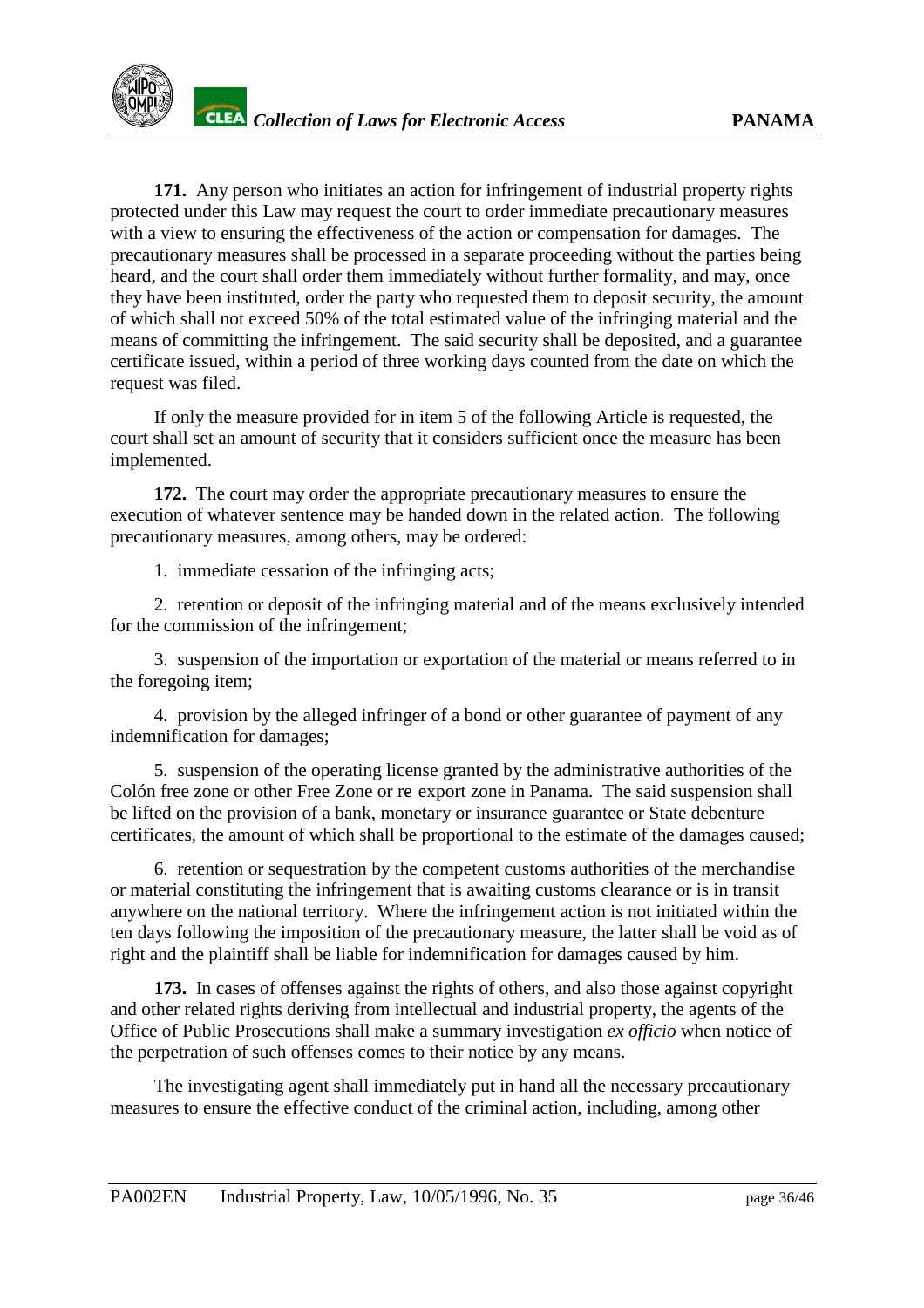**171.** Any person who initiates an action for infringement of industrial property rights protected under this Law may request the court to order immediate precautionary measures with a view to ensuring the effectiveness of the action or compensation for damages. The precautionary measures shall be processed in a separate proceeding without the parties being heard, and the court shall order them immediately without further formality, and may, once they have been instituted, order the party who requested them to deposit security, the amount of which shall not exceed 50% of the total estimated value of the infringing material and the means of committing the infringement. The said security shall be deposited, and a guarantee certificate issued, within a period of three working days counted from the date on which the request was filed.

If only the measure provided for in item 5 of the following Article is requested, the court shall set an amount of security that it considers sufficient once the measure has been implemented.

**172.** The court may order the appropriate precautionary measures to ensure the execution of whatever sentence may be handed down in the related action. The following precautionary measures, among others, may be ordered:

1. immediate cessation of the infringing acts;

2. retention or deposit of the infringing material and of the means exclusively intended for the commission of the infringement;

3. suspension of the importation or exportation of the material or means referred to in the foregoing item;

4. provision by the alleged infringer of a bond or other guarantee of payment of any indemnification for damages;

5. suspension of the operating license granted by the administrative authorities of the Colón free zone or other Free Zone or re export zone in Panama. The said suspension shall be lifted on the provision of a bank, monetary or insurance guarantee or State debenture certificates, the amount of which shall be proportional to the estimate of the damages caused;

6. retention or sequestration by the competent customs authorities of the merchandise or material constituting the infringement that is awaiting customs clearance or is in transit anywhere on the national territory. Where the infringement action is not initiated within the ten days following the imposition of the precautionary measure, the latter shall be void as of right and the plaintiff shall be liable for indemnification for damages caused by him.

**173.** In cases of offenses against the rights of others, and also those against copyright and other related rights deriving from intellectual and industrial property, the agents of the Office of Public Prosecutions shall make a summary investigation *ex officio* when notice of the perpetration of such offenses comes to their notice by any means.

The investigating agent shall immediately put in hand all the necessary precautionary measures to ensure the effective conduct of the criminal action, including, among other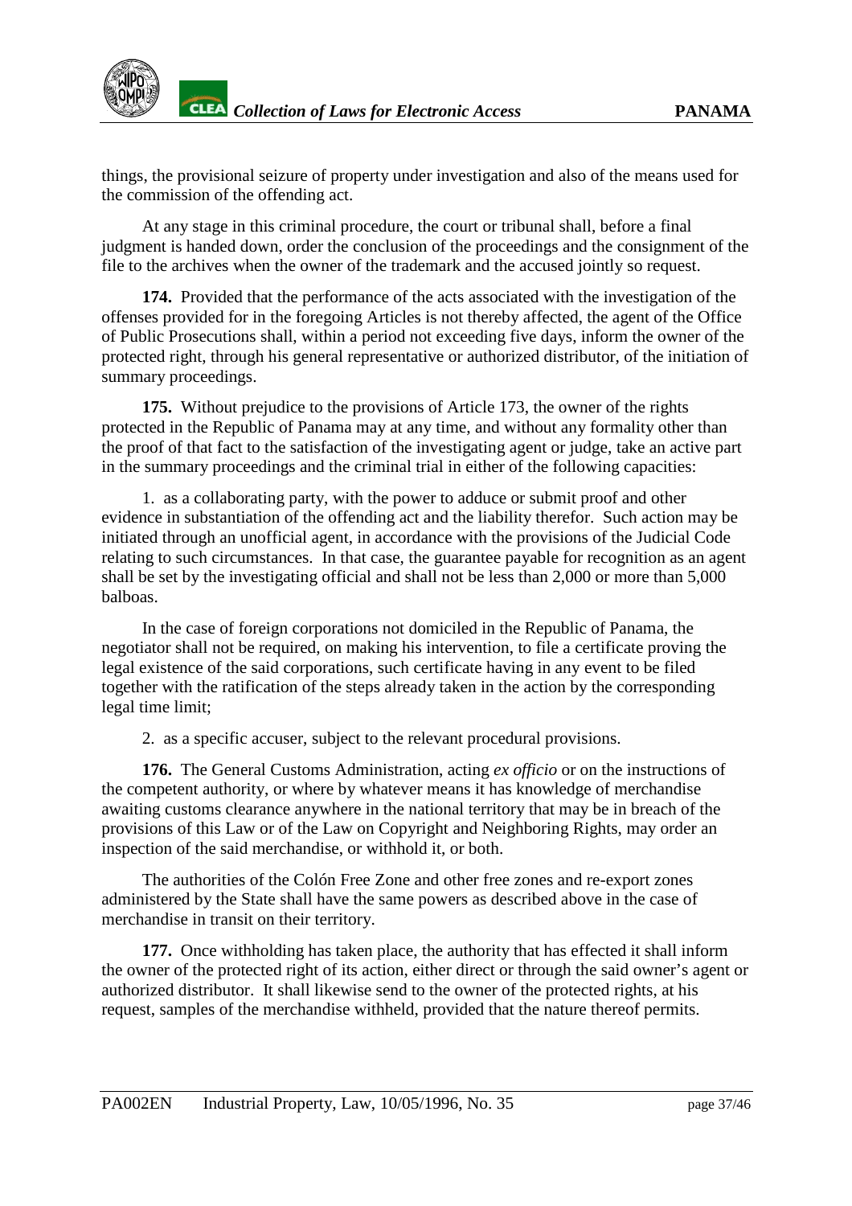things, the provisional seizure of property under investigation and also of the means used for the commission of the offending act.

At any stage in this criminal procedure, the court or tribunal shall, before a final judgment is handed down, order the conclusion of the proceedings and the consignment of the file to the archives when the owner of the trademark and the accused jointly so request.

**174.** Provided that the performance of the acts associated with the investigation of the offenses provided for in the foregoing Articles is not thereby affected, the agent of the Office of Public Prosecutions shall, within a period not exceeding five days, inform the owner of the protected right, through his general representative or authorized distributor, of the initiation of summary proceedings.

**175.** Without prejudice to the provisions of Article 173, the owner of the rights protected in the Republic of Panama may at any time, and without any formality other than the proof of that fact to the satisfaction of the investigating agent or judge, take an active part in the summary proceedings and the criminal trial in either of the following capacities:

1. as a collaborating party, with the power to adduce or submit proof and other evidence in substantiation of the offending act and the liability therefor. Such action may be initiated through an unofficial agent, in accordance with the provisions of the Judicial Code relating to such circumstances. In that case, the guarantee payable for recognition as an agent shall be set by the investigating official and shall not be less than 2,000 or more than 5,000 balboas.

   In the case of foreign corporations not domiciled in the Republic of Panama, the negotiator shall not be required, on making his intervention, to file a certificate proving the legal existence of the said corporations, such certificate having in any event to be filed together with the ratification of the steps already taken in the action by the corresponding legal time limit;

2. as a specific accuser, subject to the relevant procedural provisions.

**176.** The General Customs Administration, acting *ex officio* or on the instructions of the competent authority, or where by whatever means it has knowledge of merchandise awaiting customs clearance anywhere in the national territory that may be in breach of the provisions of this Law or of the Law on Copyright and Neighboring Rights, may order an inspection of the said merchandise, or withhold it, or both.

The authorities of the Colón Free Zone and other free zones and re-export zones administered by the State shall have the same powers as described above in the case of merchandise in transit on their territory.

**177.** Once withholding has taken place, the authority that has effected it shall inform the owner of the protected right of its action, either direct or through the said owner's agent or authorized distributor. It shall likewise send to the owner of the protected rights, at his request, samples of the merchandise withheld, provided that the nature thereof permits.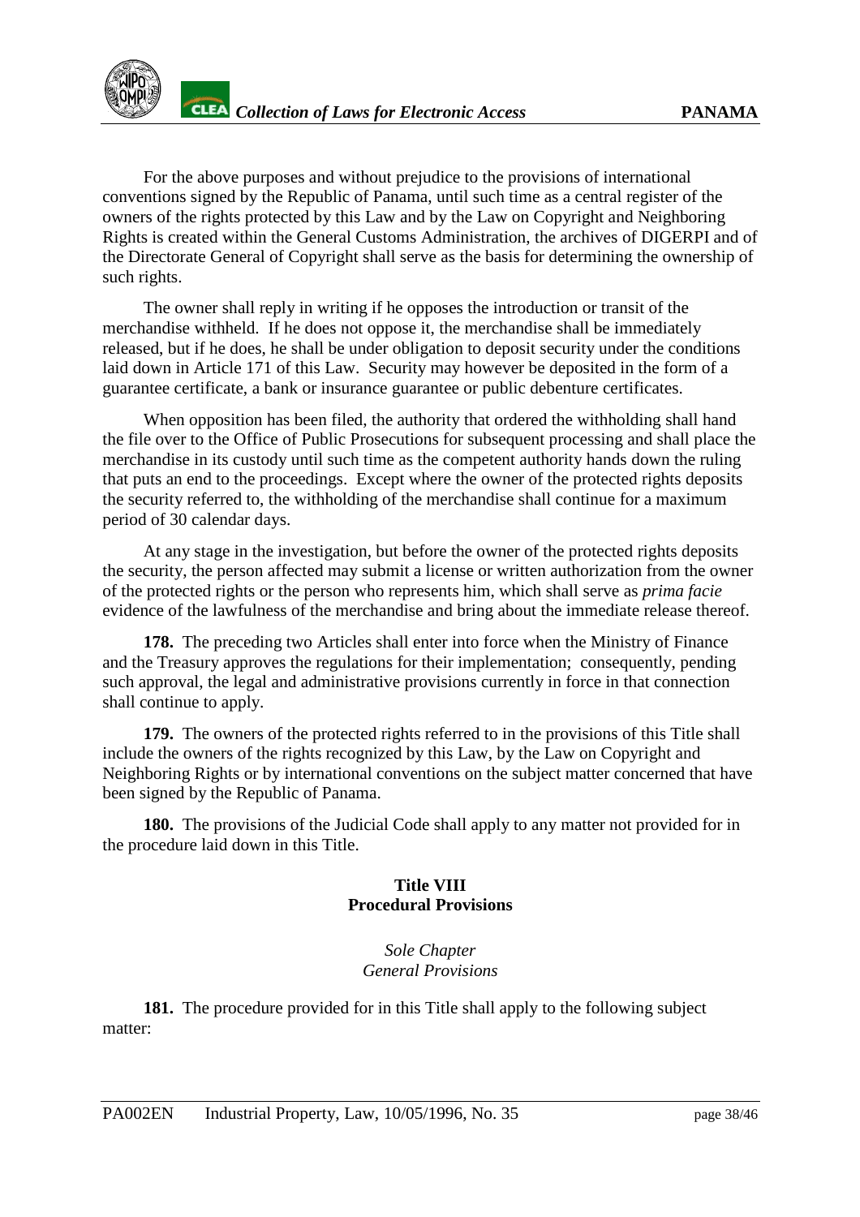For the above purposes and without prejudice to the provisions of international conventions signed by the Republic of Panama, until such time as a central register of the owners of the rights protected by this Law and by the Law on Copyright and Neighboring Rights is created within the General Customs Administration, the archives of DIGERPI and of the Directorate General of Copyright shall serve as the basis for determining the ownership of such rights.

The owner shall reply in writing if he opposes the introduction or transit of the merchandise withheld. If he does not oppose it, the merchandise shall be immediately released, but if he does, he shall be under obligation to deposit security under the conditions laid down in Article 171 of this Law. Security may however be deposited in the form of a guarantee certificate, a bank or insurance guarantee or public debenture certificates.

When opposition has been filed, the authority that ordered the withholding shall hand the file over to the Office of Public Prosecutions for subsequent processing and shall place the merchandise in its custody until such time as the competent authority hands down the ruling that puts an end to the proceedings. Except where the owner of the protected rights deposits the security referred to, the withholding of the merchandise shall continue for a maximum period of 30 calendar days.

At any stage in the investigation, but before the owner of the protected rights deposits the security, the person affected may submit a license or written authorization from the owner of the protected rights or the person who represents him, which shall serve as *prima facie* evidence of the lawfulness of the merchandise and bring about the immediate release thereof.

**178.** The preceding two Articles shall enter into force when the Ministry of Finance and the Treasury approves the regulations for their implementation; consequently, pending such approval, the legal and administrative provisions currently in force in that connection shall continue to apply.

**179.** The owners of the protected rights referred to in the provisions of this Title shall include the owners of the rights recognized by this Law, by the Law on Copyright and Neighboring Rights or by international conventions on the subject matter concerned that have been signed by the Republic of Panama.

**180.** The provisions of the Judicial Code shall apply to any matter not provided for in the procedure laid down in this Title.

## Title VIII
## Procedural Provisions

### *Sole Chapter*
### *General Provisions*

**181.** The procedure provided for in this Title shall apply to the following subject matter: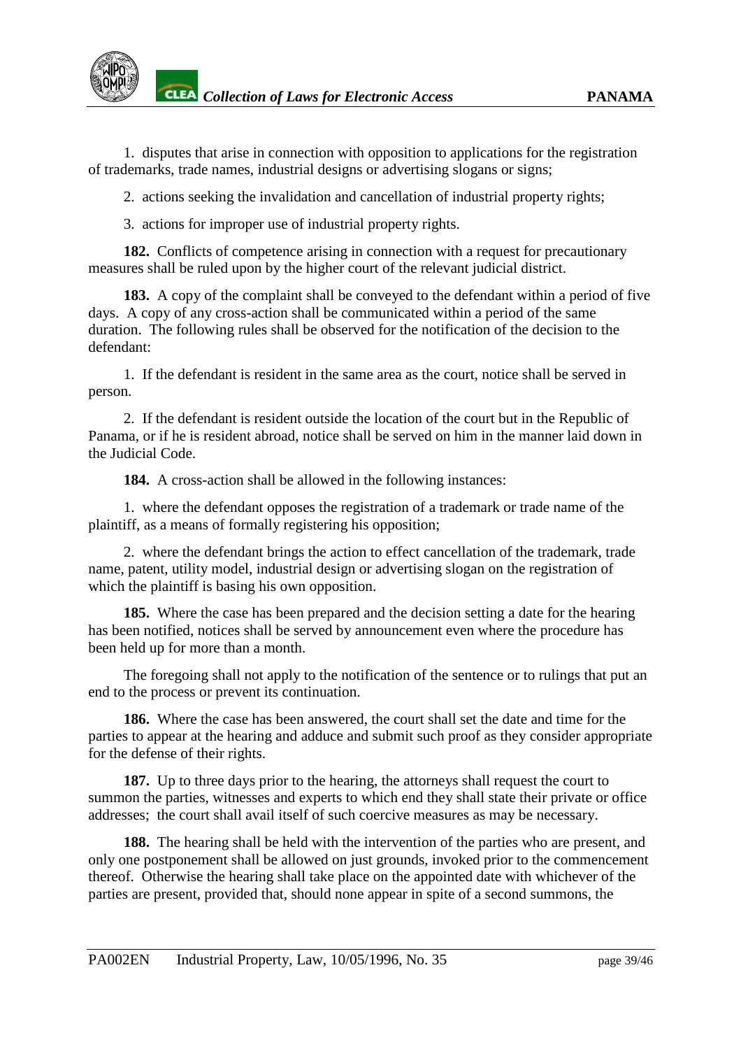1. disputes that arise in connection with opposition to applications for the registration of trademarks, trade names, industrial designs or advertising slogans or signs;

2. actions seeking the invalidation and cancellation of industrial property rights;

3. actions for improper use of industrial property rights.

**182.** Conflicts of competence arising in connection with a request for precautionary measures shall be ruled upon by the higher court of the relevant judicial district.

**183.** A copy of the complaint shall be conveyed to the defendant within a period of five days. A copy of any cross-action shall be communicated within a period of the same duration. The following rules shall be observed for the notification of the decision to the defendant:

1. If the defendant is resident in the same area as the court, notice shall be served in person.

2. If the defendant is resident outside the location of the court but in the Republic of Panama, or if he is resident abroad, notice shall be served on him in the manner laid down in the Judicial Code.

**184.** A cross-action shall be allowed in the following instances:

1. where the defendant opposes the registration of a trademark or trade name of the plaintiff, as a means of formally registering his opposition;

2. where the defendant brings the action to effect cancellation of the trademark, trade name, patent, utility model, industrial design or advertising slogan on the registration of which the plaintiff is basing his own opposition.

**185.** Where the case has been prepared and the decision setting a date for the hearing has been notified, notices shall be served by announcement even where the procedure has been held up for more than a month.

The foregoing shall not apply to the notification of the sentence or to rulings that put an end to the process or prevent its continuation.

**186.** Where the case has been answered, the court shall set the date and time for the parties to appear at the hearing and adduce and submit such proof as they consider appropriate for the defense of their rights.

**187.** Up to three days prior to the hearing, the attorneys shall request the court to summon the parties, witnesses and experts to which end they shall state their private or office addresses; the court shall avail itself of such coercive measures as may be necessary.

**188.** The hearing shall be held with the intervention of the parties who are present, and only one postponement shall be allowed on just grounds, invoked prior to the commencement thereof. Otherwise the hearing shall take place on the appointed date with whichever of the parties are present, provided that, should none appear in spite of a second summons, the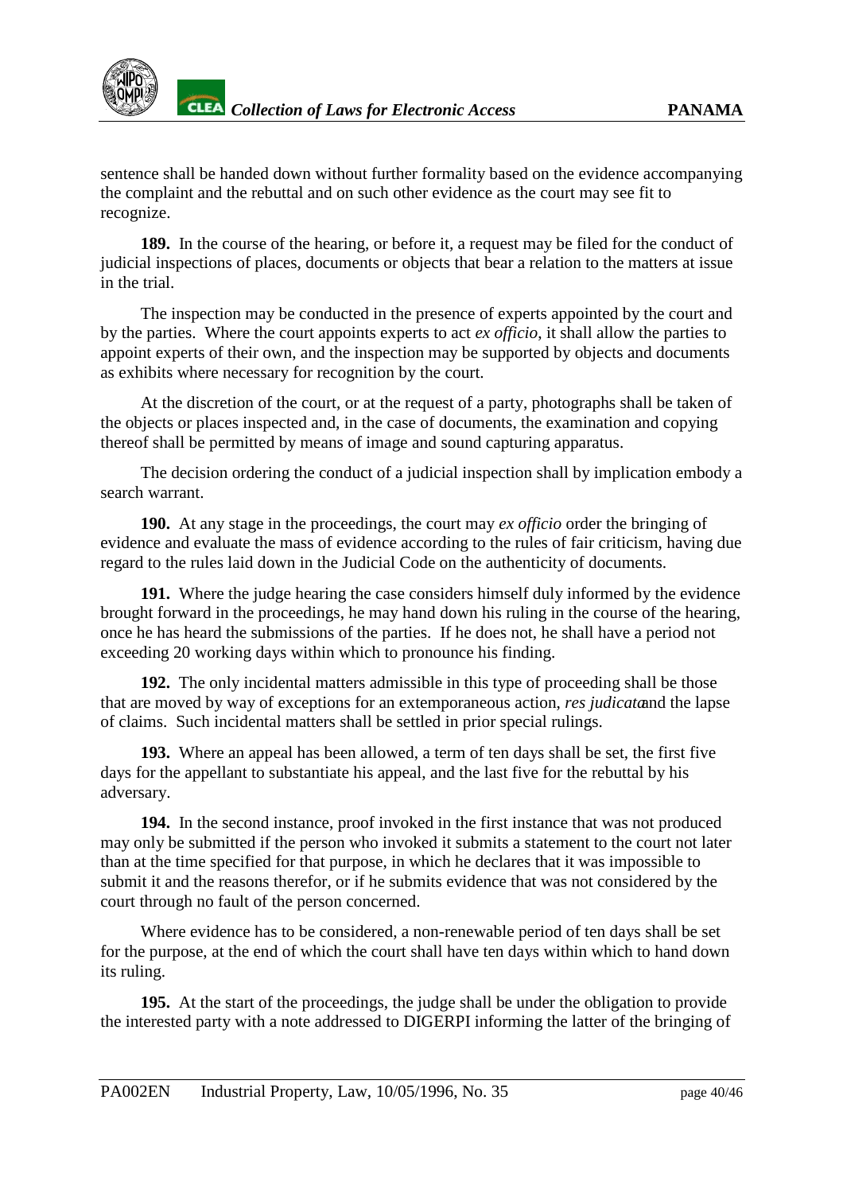sentence shall be handed down without further formality based on the evidence accompanying the complaint and the rebuttal and on such other evidence as the court may see fit to recognize.

**189.** In the course of the hearing, or before it, a request may be filed for the conduct of judicial inspections of places, documents or objects that bear a relation to the matters at issue in the trial.

The inspection may be conducted in the presence of experts appointed by the court and by the parties. Where the court appoints experts to act *ex officio*, it shall allow the parties to appoint experts of their own, and the inspection may be supported by objects and documents as exhibits where necessary for recognition by the court.

At the discretion of the court, or at the request of a party, photographs shall be taken of the objects or places inspected and, in the case of documents, the examination and copying thereof shall be permitted by means of image and sound capturing apparatus.

The decision ordering the conduct of a judicial inspection shall by implication embody a search warrant.

**190.** At any stage in the proceedings, the court may *ex officio* order the bringing of evidence and evaluate the mass of evidence according to the rules of fair criticism, having due regard to the rules laid down in the Judicial Code on the authenticity of documents.

**191.** Where the judge hearing the case considers himself duly informed by the evidence brought forward in the proceedings, he may hand down his ruling in the course of the hearing, once he has heard the submissions of the parties. If he does not, he shall have a period not exceeding 20 working days within which to pronounce his finding.

**192.** The only incidental matters admissible in this type of proceeding shall be those that are moved by way of exceptions for an extemporaneous action, *res judicata* and the lapse of claims. Such incidental matters shall be settled in prior special rulings.

**193.** Where an appeal has been allowed, a term of ten days shall be set, the first five days for the appellant to substantiate his appeal, and the last five for the rebuttal by his adversary.

**194.** In the second instance, proof invoked in the first instance that was not produced may only be submitted if the person who invoked it submits a statement to the court not later than at the time specified for that purpose, in which he declares that it was impossible to submit it and the reasons therefor, or if he submits evidence that was not considered by the court through no fault of the person concerned.

Where evidence has to be considered, a non-renewable period of ten days shall be set for the purpose, at the end of which the court shall have ten days within which to hand down its ruling.

**195.** At the start of the proceedings, the judge shall be under the obligation to provide the interested party with a note addressed to DIGERPI informing the latter of the bringing of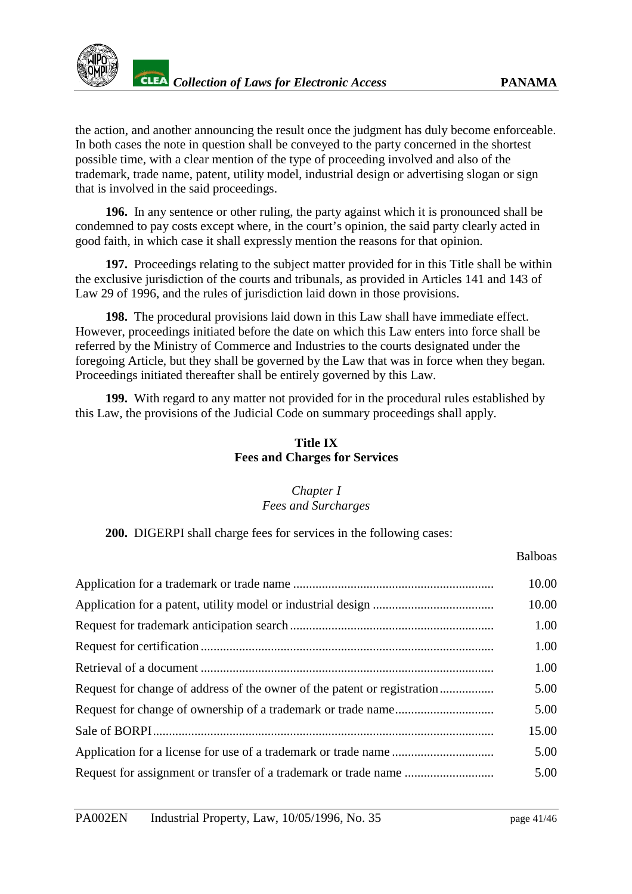the action, and another announcing the result once the judgment has duly become enforceable. In both cases the note in question shall be conveyed to the party concerned in the shortest possible time, with a clear mention of the type of proceeding involved and also of the trademark, trade name, patent, utility model, industrial design or advertising slogan or sign that is involved in the said proceedings.

**196.** In any sentence or other ruling, the party against which it is pronounced shall be condemned to pay costs except where, in the court's opinion, the said party clearly acted in good faith, in which case it shall expressly mention the reasons for that opinion.

**197.** Proceedings relating to the subject matter provided for in this Title shall be within the exclusive jurisdiction of the courts and tribunals, as provided in Articles 141 and 143 of Law 29 of 1996, and the rules of jurisdiction laid down in those provisions.

**198.** The procedural provisions laid down in this Law shall have immediate effect. However, proceedings initiated before the date on which this Law enters into force shall be referred by the Ministry of Commerce and Industries to the courts designated under the foregoing Article, but they shall be governed by the Law that was in force when they began. Proceedings initiated thereafter shall be entirely governed by this Law.

**199.** With regard to any matter not provided for in the procedural rules established by this Law, the provisions of the Judicial Code on summary proceedings shall apply.

## Title IX
## Fees and Charges for Services

### *Chapter I*
### *Fees and Surcharges*

**200.** DIGERPI shall charge fees for services in the following cases:

| | Balboas |
|---|---|
| Application for a trademark or trade name | 10.00 |
| Application for a patent, utility model or industrial design | 10.00 |
| Request for trademark anticipation search | 1.00 |
| Request for certification | 1.00 |
| Retrieval of a document | 1.00 |
| Request for change of address of the owner of the patent or registration | 5.00 |
| Request for change of ownership of a trademark or trade name | 5.00 |
| Sale of BORPI | 15.00 |
| Application for a license for use of a trademark or trade name | 5.00 |
| Request for assignment or transfer of a trademark or trade name | 5.00 |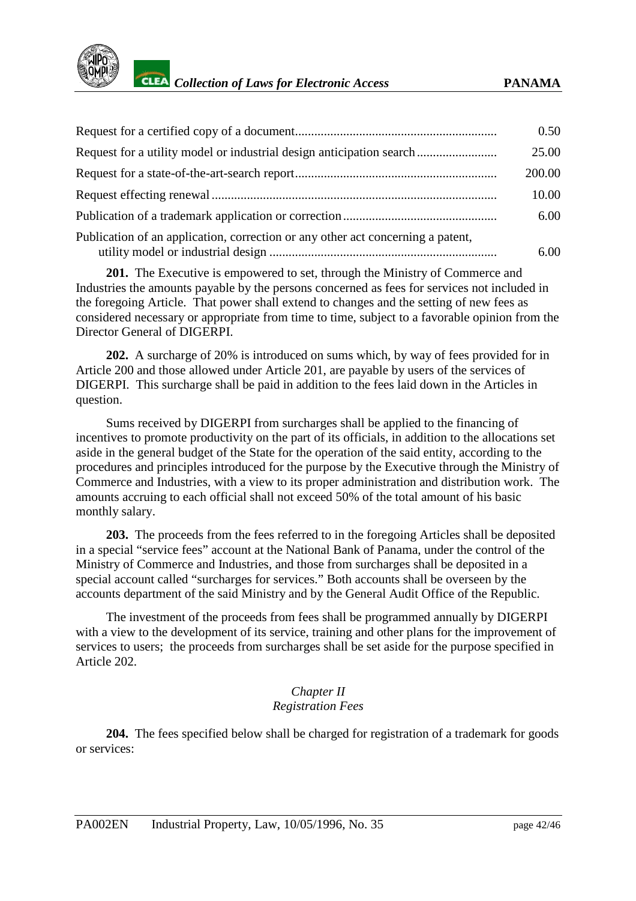| | |
|---|---|
| Request for a certified copy of a document | 0.50 |
| Request for a utility model or industrial design anticipation search | 25.00 |
| Request for a state-of-the-art-search report | 200.00 |
| Request effecting renewal | 10.00 |
| Publication of a trademark application or correction | 6.00 |
| Publication of an application, correction or any other act concerning a patent, utility model or industrial design | 6.00 |

**201.** The Executive is empowered to set, through the Ministry of Commerce and Industries the amounts payable by the persons concerned as fees for services not included in the foregoing Article. That power shall extend to changes and the setting of new fees as considered necessary or appropriate from time to time, subject to a favorable opinion from the Director General of DIGERPI.

**202.** A surcharge of 20% is introduced on sums which, by way of fees provided for in Article 200 and those allowed under Article 201, are payable by users of the services of DIGERPI. This surcharge shall be paid in addition to the fees laid down in the Articles in question.

Sums received by DIGERPI from surcharges shall be applied to the financing of incentives to promote productivity on the part of its officials, in addition to the allocations set aside in the general budget of the State for the operation of the said entity, according to the procedures and principles introduced for the purpose by the Executive through the Ministry of Commerce and Industries, with a view to its proper administration and distribution work. The amounts accruing to each official shall not exceed 50% of the total amount of his basic monthly salary.

**203.** The proceeds from the fees referred to in the foregoing Articles shall be deposited in a special "service fees" account at the National Bank of Panama, under the control of the Ministry of Commerce and Industries, and those from surcharges shall be deposited in a special account called "surcharges for services." Both accounts shall be overseen by the accounts department of the said Ministry and by the General Audit Office of the Republic.

The investment of the proceeds from fees shall be programmed annually by DIGERPI with a view to the development of its service, training and other plans for the improvement of services to users; the proceeds from surcharges shall be set aside for the purpose specified in Article 202.

### *Chapter II*
### *Registration Fees*

**204.** The fees specified below shall be charged for registration of a trademark for goods or services: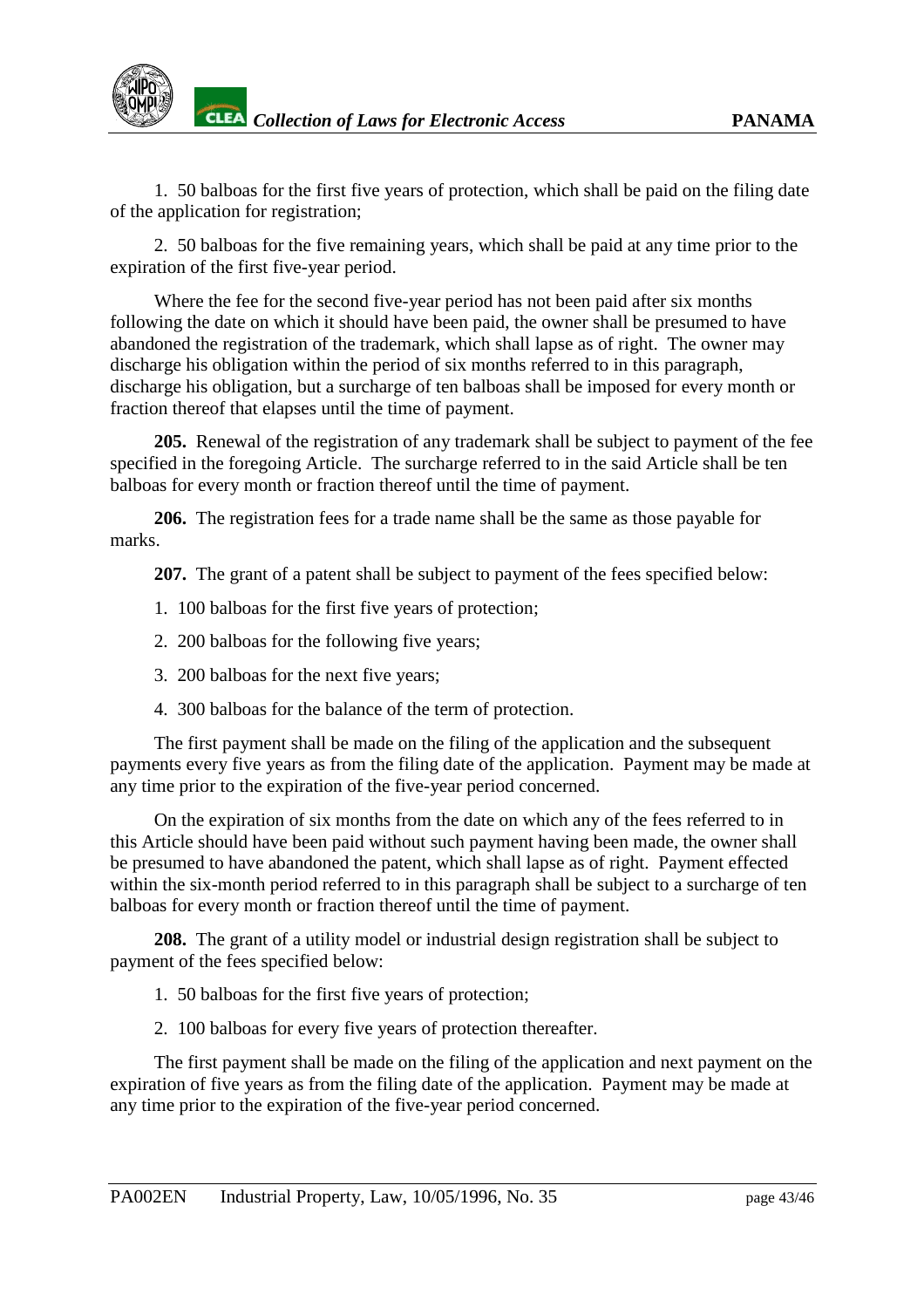1. 50 balboas for the first five years of protection, which shall be paid on the filing date of the application for registration;

2. 50 balboas for the five remaining years, which shall be paid at any time prior to the expiration of the first five-year period.

Where the fee for the second five-year period has not been paid after six months following the date on which it should have been paid, the owner shall be presumed to have abandoned the registration of the trademark, which shall lapse as of right. The owner may discharge his obligation within the period of six months referred to in this paragraph, discharge his obligation, but a surcharge of ten balboas shall be imposed for every month or fraction thereof that elapses until the time of payment.

**205.** Renewal of the registration of any trademark shall be subject to payment of the fee specified in the foregoing Article. The surcharge referred to in the said Article shall be ten balboas for every month or fraction thereof until the time of payment.

**206.** The registration fees for a trade name shall be the same as those payable for marks.

**207.** The grant of a patent shall be subject to payment of the fees specified below:

1. 100 balboas for the first five years of protection;
2. 200 balboas for the following five years;
3. 200 balboas for the next five years;
4. 300 balboas for the balance of the term of protection.

The first payment shall be made on the filing of the application and the subsequent payments every five years as from the filing date of the application. Payment may be made at any time prior to the expiration of the five-year period concerned.

On the expiration of six months from the date on which any of the fees referred to in this Article should have been paid without such payment having been made, the owner shall be presumed to have abandoned the patent, which shall lapse as of right. Payment effected within the six-month period referred to in this paragraph shall be subject to a surcharge of ten balboas for every month or fraction thereof until the time of payment.

**208.** The grant of a utility model or industrial design registration shall be subject to payment of the fees specified below:

1. 50 balboas for the first five years of protection;
2. 100 balboas for every five years of protection thereafter.

The first payment shall be made on the filing of the application and next payment on the expiration of five years as from the filing date of the application. Payment may be made at any time prior to the expiration of the five-year period concerned.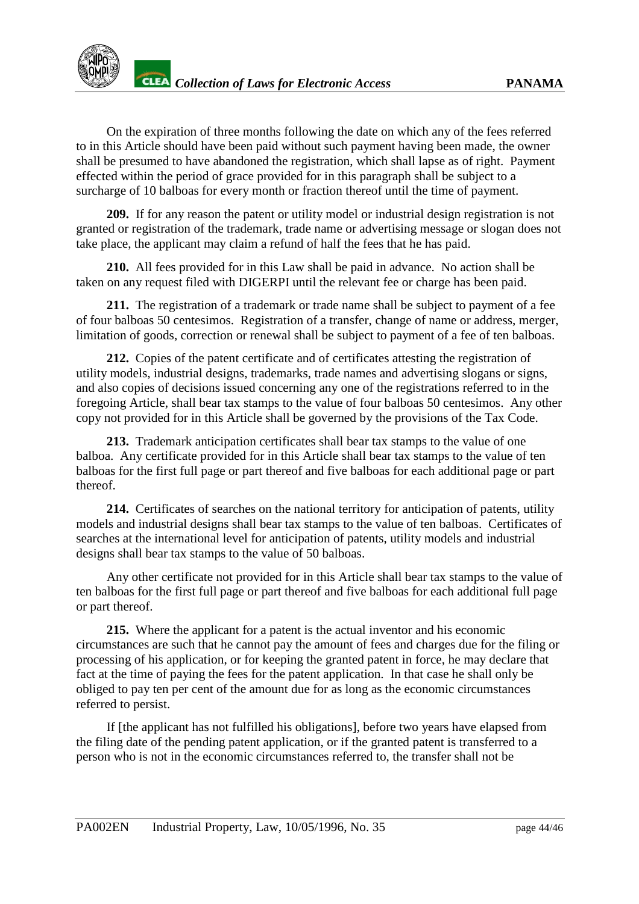On the expiration of three months following the date on which any of the fees referred to in this Article should have been paid without such payment having been made, the owner shall be presumed to have abandoned the registration, which shall lapse as of right. Payment effected within the period of grace provided for in this paragraph shall be subject to a surcharge of 10 balboas for every month or fraction thereof until the time of payment.

**209.** If for any reason the patent or utility model or industrial design registration is not granted or registration of the trademark, trade name or advertising message or slogan does not take place, the applicant may claim a refund of half the fees that he has paid.

**210.** All fees provided for in this Law shall be paid in advance. No action shall be taken on any request filed with DIGERPI until the relevant fee or charge has been paid.

**211.** The registration of a trademark or trade name shall be subject to payment of a fee of four balboas 50 centesimos. Registration of a transfer, change of name or address, merger, limitation of goods, correction or renewal shall be subject to payment of a fee of ten balboas.

**212.** Copies of the patent certificate and of certificates attesting the registration of utility models, industrial designs, trademarks, trade names and advertising slogans or signs, and also copies of decisions issued concerning any one of the registrations referred to in the foregoing Article, shall bear tax stamps to the value of four balboas 50 centesimos. Any other copy not provided for in this Article shall be governed by the provisions of the Tax Code.

**213.** Trademark anticipation certificates shall bear tax stamps to the value of one balboa. Any certificate provided for in this Article shall bear tax stamps to the value of ten balboas for the first full page or part thereof and five balboas for each additional page or part thereof.

**214.** Certificates of searches on the national territory for anticipation of patents, utility models and industrial designs shall bear tax stamps to the value of ten balboas. Certificates of searches at the international level for anticipation of patents, utility models and industrial designs shall bear tax stamps to the value of 50 balboas.

Any other certificate not provided for in this Article shall bear tax stamps to the value of ten balboas for the first full page or part thereof and five balboas for each additional full page or part thereof.

**215.** Where the applicant for a patent is the actual inventor and his economic circumstances are such that he cannot pay the amount of fees and charges due for the filing or processing of his application, or for keeping the granted patent in force, he may declare that fact at the time of paying the fees for the patent application. In that case he shall only be obliged to pay ten per cent of the amount due for as long as the economic circumstances referred to persist.

If [the applicant has not fulfilled his obligations], before two years have elapsed from the filing date of the pending patent application, or if the granted patent is transferred to a person who is not in the economic circumstances referred to, the transfer shall not be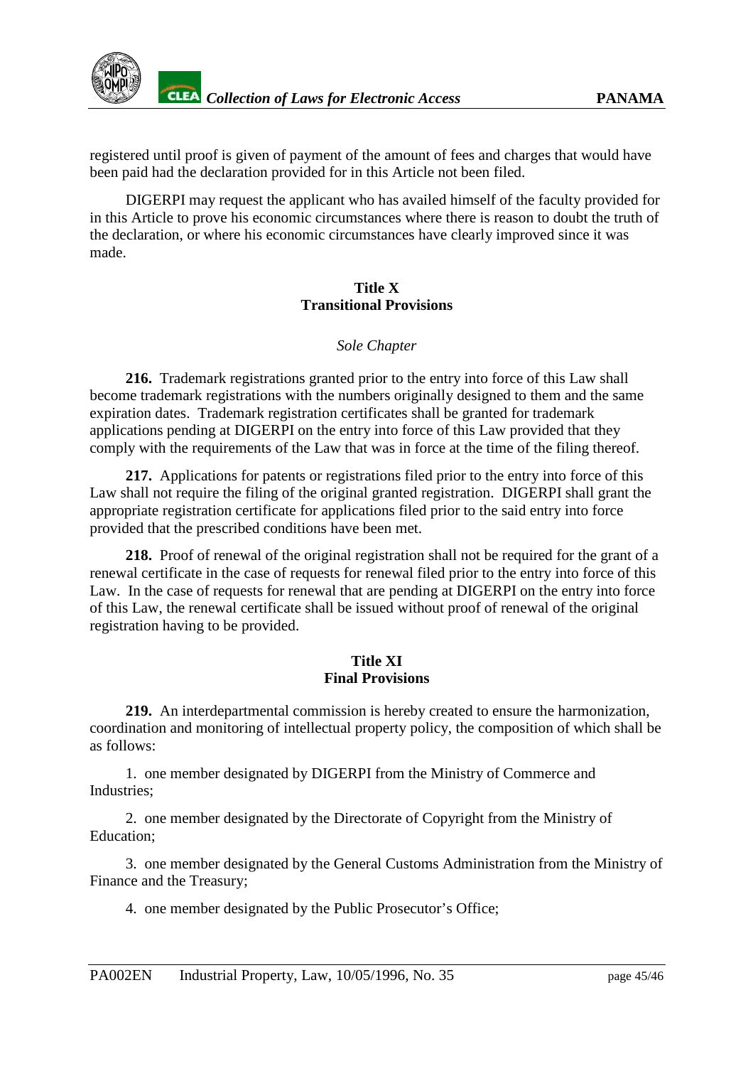registered until proof is given of payment of the amount of fees and charges that would have been paid had the declaration provided for in this Article not been filed.

DIGERPI may request the applicant who has availed himself of the faculty provided for in this Article to prove his economic circumstances where there is reason to doubt the truth of the declaration, or where his economic circumstances have clearly improved since it was made.

## Title X
## Transitional Provisions

*Sole Chapter*

**216.** Trademark registrations granted prior to the entry into force of this Law shall become trademark registrations with the numbers originally designed to them and the same expiration dates. Trademark registration certificates shall be granted for trademark applications pending at DIGERPI on the entry into force of this Law provided that they comply with the requirements of the Law that was in force at the time of the filing thereof.

**217.** Applications for patents or registrations filed prior to the entry into force of this Law shall not require the filing of the original granted registration. DIGERPI shall grant the appropriate registration certificate for applications filed prior to the said entry into force provided that the prescribed conditions have been met.

**218.** Proof of renewal of the original registration shall not be required for the grant of a renewal certificate in the case of requests for renewal filed prior to the entry into force of this Law. In the case of requests for renewal that are pending at DIGERPI on the entry into force of this Law, the renewal certificate shall be issued without proof of renewal of the original registration having to be provided.

## Title XI
## Final Provisions

**219.** An interdepartmental commission is hereby created to ensure the harmonization, coordination and monitoring of intellectual property policy, the composition of which shall be as follows:

1. one member designated by DIGERPI from the Ministry of Commerce and Industries;

2. one member designated by the Directorate of Copyright from the Ministry of Education;

3. one member designated by the General Customs Administration from the Ministry of Finance and the Treasury;

4. one member designated by the Public Prosecutor's Office;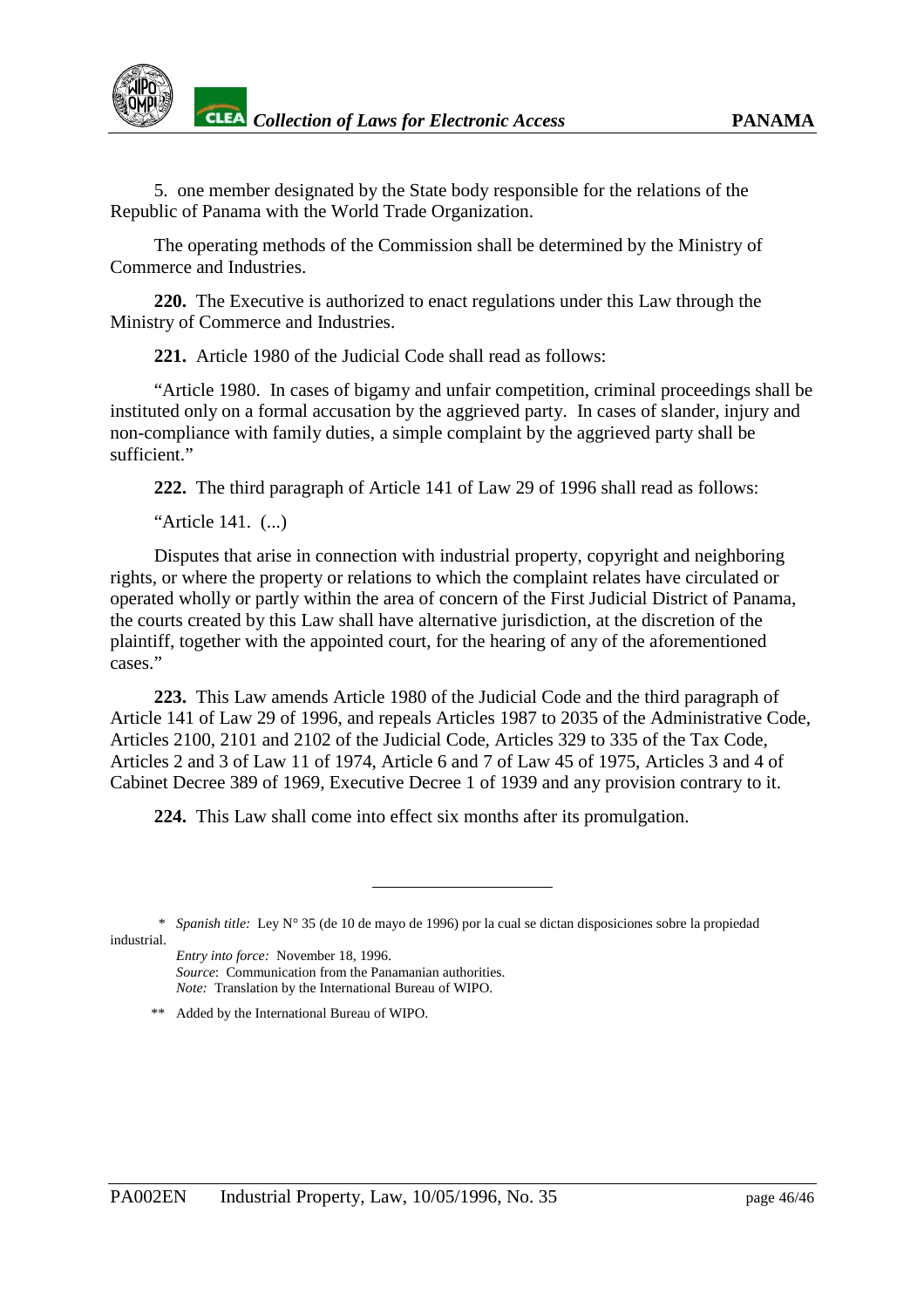5. one member designated by the State body responsible for the relations of the Republic of Panama with the World Trade Organization.

The operating methods of the Commission shall be determined by the Ministry of Commerce and Industries.

**220.** The Executive is authorized to enact regulations under this Law through the Ministry of Commerce and Industries.

**221.** Article 1980 of the Judicial Code shall read as follows:

"Article 1980. In cases of bigamy and unfair competition, criminal proceedings shall be instituted only on a formal accusation by the aggrieved party. In cases of slander, injury and non-compliance with family duties, a simple complaint by the aggrieved party shall be sufficient."

**222.** The third paragraph of Article 141 of Law 29 of 1996 shall read as follows:

"Article 141. (...)

Disputes that arise in connection with industrial property, copyright and neighboring rights, or where the property or relations to which the complaint relates have circulated or operated wholly or partly within the area of concern of the First Judicial District of Panama, the courts created by this Law shall have alternative jurisdiction, at the discretion of the plaintiff, together with the appointed court, for the hearing of any of the aforementioned cases."

**223.** This Law amends Article 1980 of the Judicial Code and the third paragraph of Article 141 of Law 29 of 1996, and repeals Articles 1987 to 2035 of the Administrative Code, Articles 2100, 2101 and 2102 of the Judicial Code, Articles 329 to 335 of the Tax Code, Articles 2 and 3 of Law 11 of 1974, Article 6 and 7 of Law 45 of 1975, Articles 3 and 4 of Cabinet Decree 389 of 1969, Executive Decree 1 of 1939 and any provision contrary to it.

**224.** This Law shall come into effect six months after its promulgation.

---

\* *Spanish title:* Ley N° 35 (de 10 de mayo de 1996) por la cual se dictan disposiciones sobre la propiedad industrial.

*Entry into force:* November 18, 1996.
*Source*: Communication from the Panamanian authorities.
*Note:* Translation by the International Bureau of WIPO.

\*\* Added by the International Bureau of WIPO.